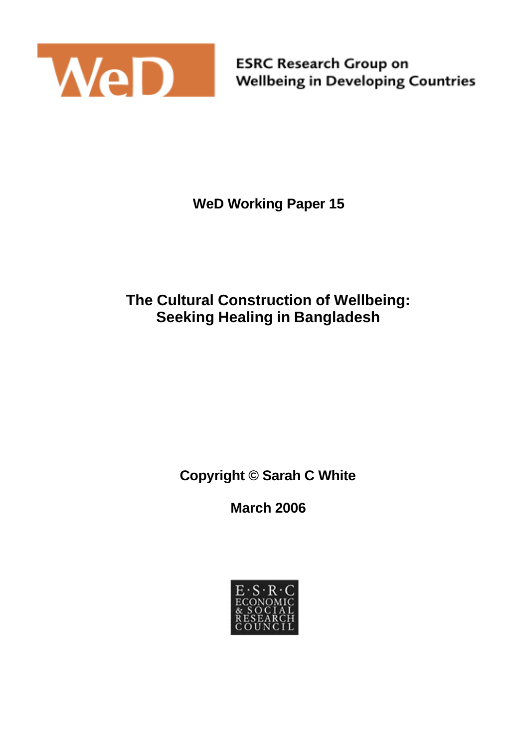WeD

ESRC Research Group on
Wellbeing in Developing Countries

**WeD Working Paper 15**

# The Cultural Construction of Wellbeing: Seeking Healing in Bangladesh

**Copyright © Sarah C White**

**March 2006**

E·S·R·C
ECONOMIC
& SOCIAL
RESEARCH
COUNCIL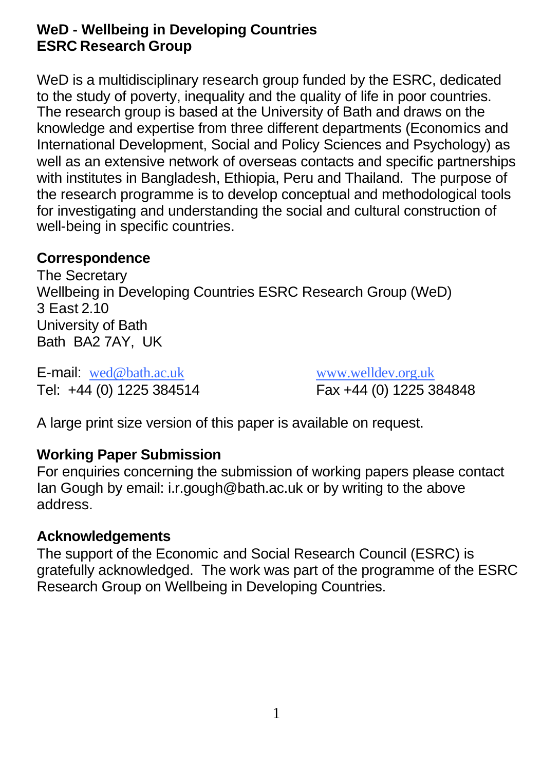**WeD - Wellbeing in Developing Countries**
**ESRC Research Group**

WeD is a multidisciplinary research group funded by the ESRC, dedicated to the study of poverty, inequality and the quality of life in poor countries. The research group is based at the University of Bath and draws on the knowledge and expertise from three different departments (Economics and International Development, Social and Policy Sciences and Psychology) as well as an extensive network of overseas contacts and specific partnerships with institutes in Bangladesh, Ethiopia, Peru and Thailand. The purpose of the research programme is to develop conceptual and methodological tools for investigating and understanding the social and cultural construction of well-being in specific countries.

**Correspondence**

The Secretary
Wellbeing in Developing Countries ESRC Research Group (WeD)
3 East 2.10
University of Bath
Bath BA2 7AY, UK

E-mail: wed@bath.ac.uk
www.welldev.org.uk
Tel: +44 (0) 1225 384514
Fax +44 (0) 1225 384848

A large print size version of this paper is available on request.

**Working Paper Submission**

For enquiries concerning the submission of working papers please contact Ian Gough by email: i.r.gough@bath.ac.uk or by writing to the above address.

**Acknowledgements**

The support of the Economic and Social Research Council (ESRC) is gratefully acknowledged. The work was part of the programme of the ESRC Research Group on Wellbeing in Developing Countries.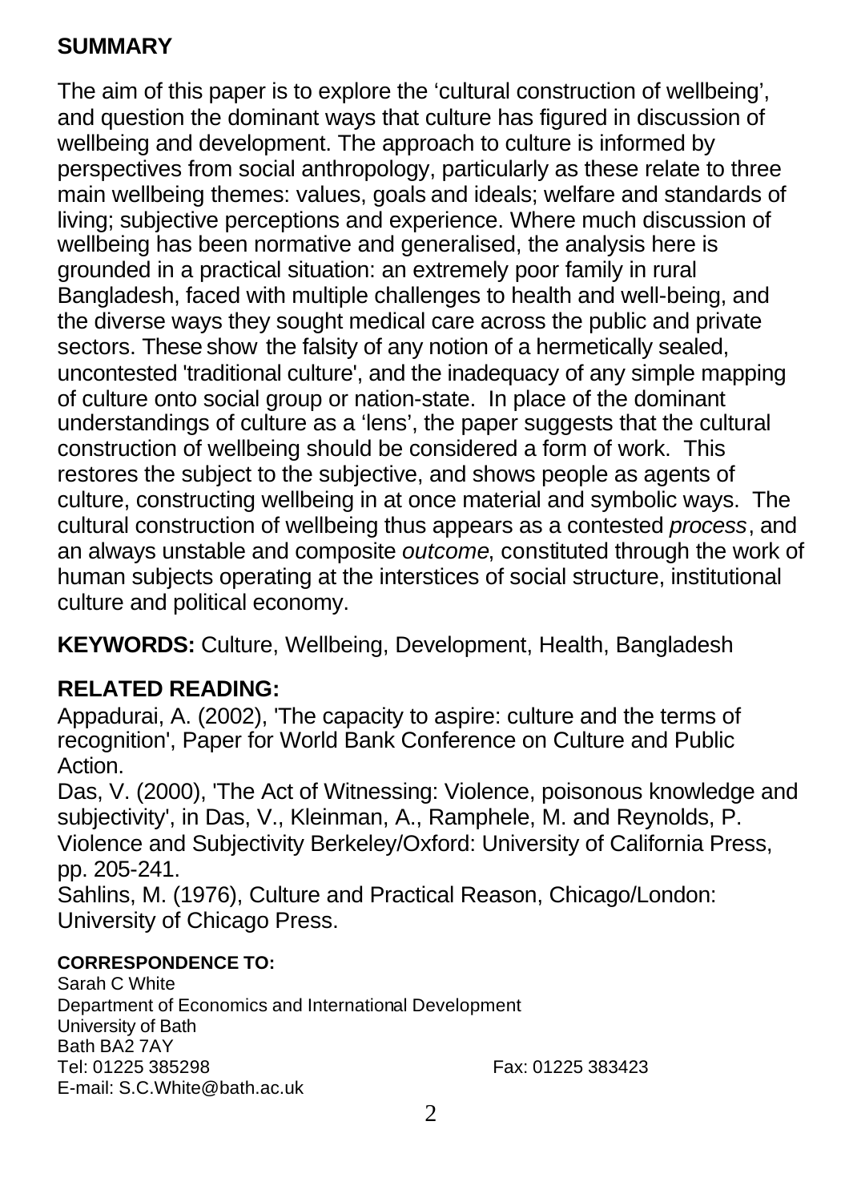## SUMMARY

The aim of this paper is to explore the 'cultural construction of wellbeing', and question the dominant ways that culture has figured in discussion of wellbeing and development. The approach to culture is informed by perspectives from social anthropology, particularly as these relate to three main wellbeing themes: values, goals and ideals; welfare and standards of living; subjective perceptions and experience. Where much discussion of wellbeing has been normative and generalised, the analysis here is grounded in a practical situation: an extremely poor family in rural Bangladesh, faced with multiple challenges to health and well-being, and the diverse ways they sought medical care across the public and private sectors. These show the falsity of any notion of a hermetically sealed, uncontested 'traditional culture', and the inadequacy of any simple mapping of culture onto social group or nation-state. In place of the dominant understandings of culture as a 'lens', the paper suggests that the cultural construction of wellbeing should be considered a form of work. This restores the subject to the subjective, and shows people as agents of culture, constructing wellbeing in at once material and symbolic ways. The cultural construction of wellbeing thus appears as a contested *process*, and an always unstable and composite *outcome*, constituted through the work of human subjects operating at the interstices of social structure, institutional culture and political economy.

**KEYWORDS:** Culture, Wellbeing, Development, Health, Bangladesh

## RELATED READING:

Appadurai, A. (2002), 'The capacity to aspire: culture and the terms of recognition', Paper for World Bank Conference on Culture and Public Action.
Das, V. (2000), 'The Act of Witnessing: Violence, poisonous knowledge and subjectivity', in Das, V., Kleinman, A., Ramphele, M. and Reynolds, P. Violence and Subjectivity Berkeley/Oxford: University of California Press, pp. 205-241.
Sahlins, M. (1976), Culture and Practical Reason, Chicago/London: University of Chicago Press.

**CORRESPONDENCE TO:**
Sarah C White
Department of Economics and International Development
University of Bath
Bath BA2 7AY
Tel: 01225 385298 Fax: 01225 383423
E-mail: S.C.White@bath.ac.uk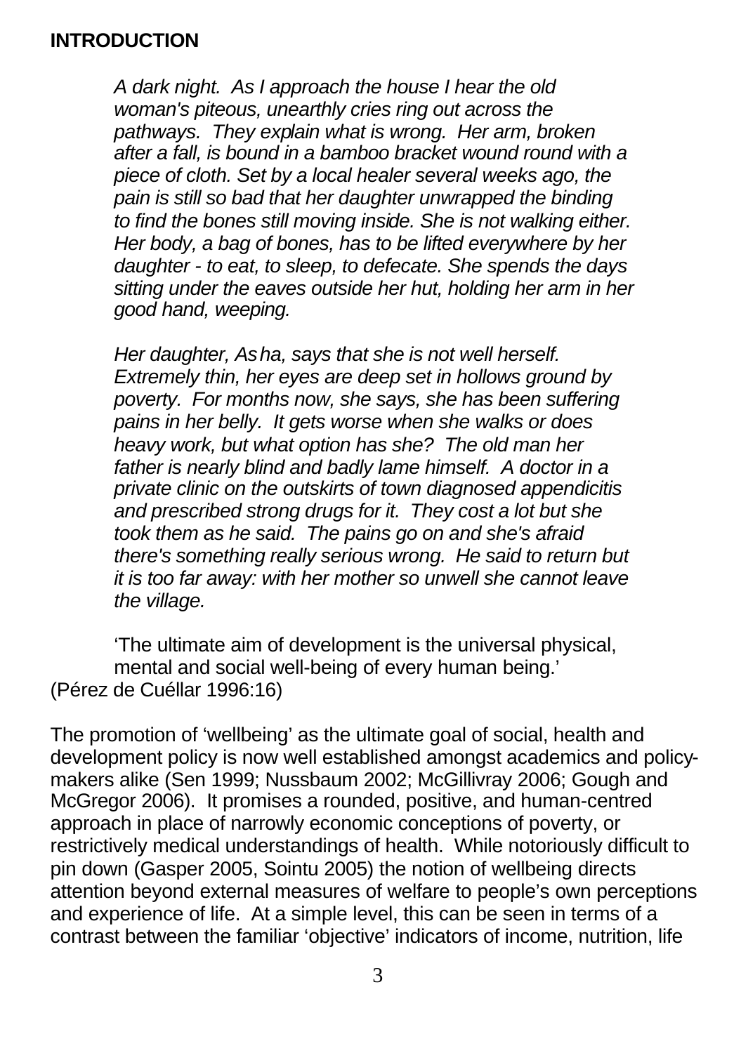## INTRODUCTION

> *A dark night. As I approach the house I hear the old woman's piteous, unearthly cries ring out across the pathways. They explain what is wrong. Her arm, broken after a fall, is bound in a bamboo bracket wound round with a piece of cloth. Set by a local healer several weeks ago, the pain is still so bad that her daughter unwrapped the binding to find the bones still moving inside. She is not walking either. Her body, a bag of bones, has to be lifted everywhere by her daughter - to eat, to sleep, to defecate. She spends the days sitting under the eaves outside her hut, holding her arm in her good hand, weeping.*
>
> *Her daughter, Asha, says that she is not well herself. Extremely thin, her eyes are deep set in hollows ground by poverty. For months now, she says, she has been suffering pains in her belly. It gets worse when she walks or does heavy work, but what option has she? The old man her father is nearly blind and badly lame himself. A doctor in a private clinic on the outskirts of town diagnosed appendicitis and prescribed strong drugs for it. They cost a lot but she took them as he said. The pains go on and she's afraid there's something really serious wrong. He said to return but it is too far away: with her mother so unwell she cannot leave the village.*

> 'The ultimate aim of development is the universal physical, mental and social well-being of every human being.'

(Pérez de Cuéllar 1996:16)

The promotion of 'wellbeing' as the ultimate goal of social, health and development policy is now well established amongst academics and policy-makers alike (Sen 1999; Nussbaum 2002; McGillivray 2006; Gough and McGregor 2006). It promises a rounded, positive, and human-centred approach in place of narrowly economic conceptions of poverty, or restrictively medical understandings of health. While notoriously difficult to pin down (Gasper 2005, Sointu 2005) the notion of wellbeing directs attention beyond external measures of welfare to people's own perceptions and experience of life. At a simple level, this can be seen in terms of a contrast between the familiar 'objective' indicators of income, nutrition, life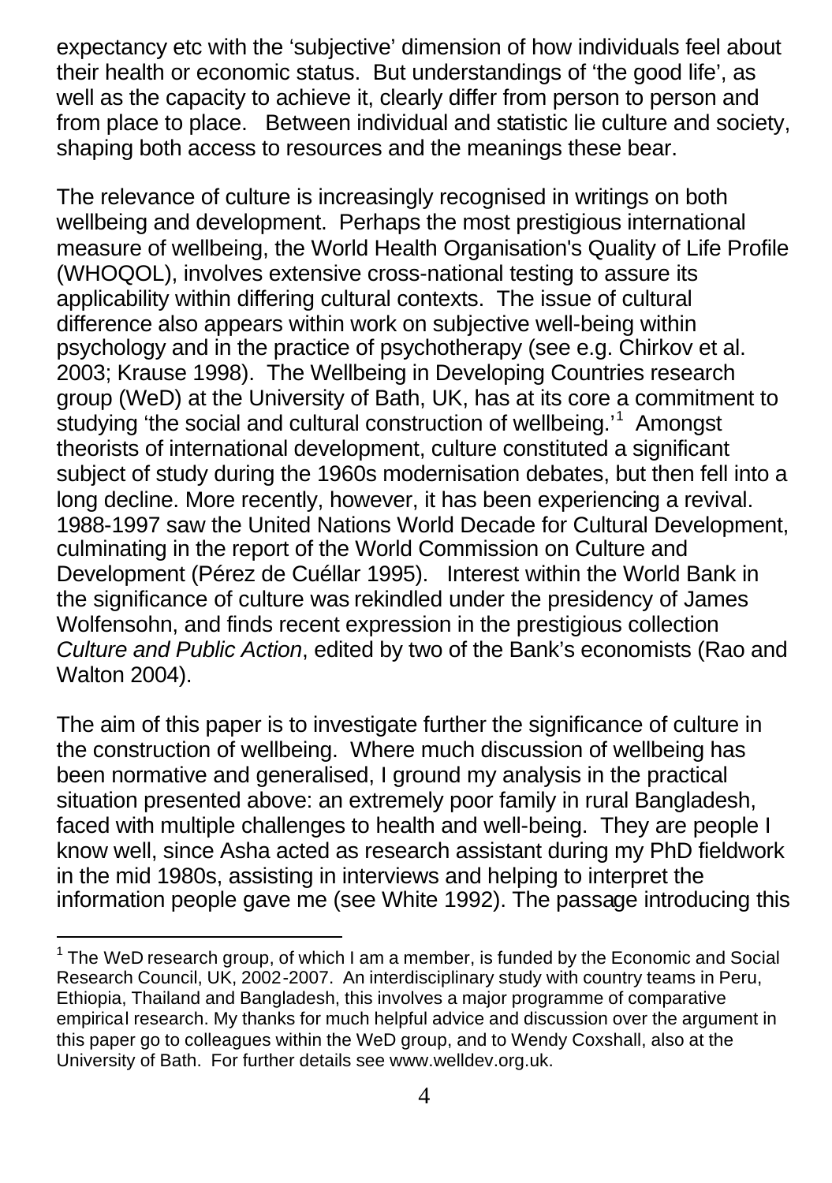expectancy etc with the 'subjective' dimension of how individuals feel about their health or economic status. But understandings of 'the good life', as well as the capacity to achieve it, clearly differ from person to person and from place to place. Between individual and statistic lie culture and society, shaping both access to resources and the meanings these bear.

The relevance of culture is increasingly recognised in writings on both wellbeing and development. Perhaps the most prestigious international measure of wellbeing, the World Health Organisation's Quality of Life Profile (WHOQOL), involves extensive cross-national testing to assure its applicability within differing cultural contexts. The issue of cultural difference also appears within work on subjective well-being within psychology and in the practice of psychotherapy (see e.g. Chirkov et al. 2003; Krause 1998). The Wellbeing in Developing Countries research group (WeD) at the University of Bath, UK, has at its core a commitment to studying 'the social and cultural construction of wellbeing.'[1] Amongst theorists of international development, culture constituted a significant subject of study during the 1960s modernisation debates, but then fell into a long decline. More recently, however, it has been experiencing a revival. 1988-1997 saw the United Nations World Decade for Cultural Development, culminating in the report of the World Commission on Culture and Development (Pérez de Cuéllar 1995). Interest within the World Bank in the significance of culture was rekindled under the presidency of James Wolfensohn, and finds recent expression in the prestigious collection *Culture and Public Action*, edited by two of the Bank's economists (Rao and Walton 2004).

The aim of this paper is to investigate further the significance of culture in the construction of wellbeing. Where much discussion of wellbeing has been normative and generalised, I ground my analysis in the practical situation presented above: an extremely poor family in rural Bangladesh, faced with multiple challenges to health and well-being. They are people I know well, since Asha acted as research assistant during my PhD fieldwork in the mid 1980s, assisting in interviews and helping to interpret the information people gave me (see White 1992). The passage introducing this

---

[1] The WeD research group, of which I am a member, is funded by the Economic and Social Research Council, UK, 2002-2007. An interdisciplinary study with country teams in Peru, Ethiopia, Thailand and Bangladesh, this involves a major programme of comparative empirical research. My thanks for much helpful advice and discussion over the argument in this paper go to colleagues within the WeD group, and to Wendy Coxshall, also at the University of Bath. For further details see www.welldev.org.uk.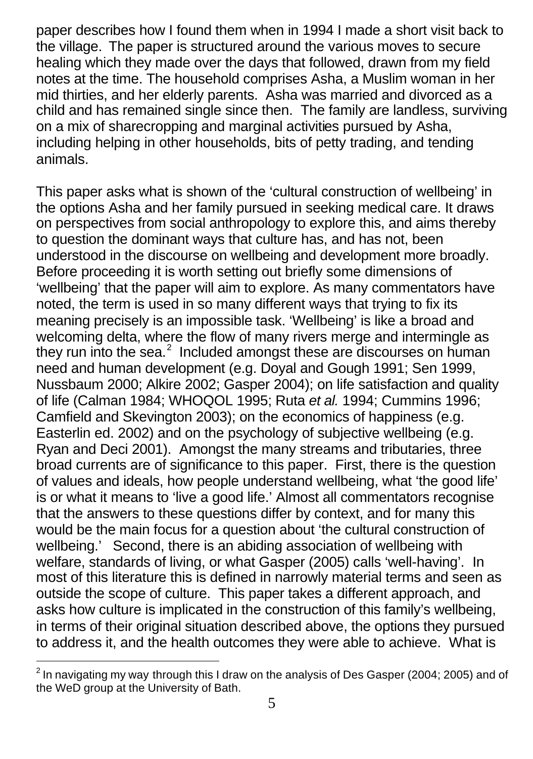paper describes how I found them when in 1994 I made a short visit back to the village. The paper is structured around the various moves to secure healing which they made over the days that followed, drawn from my field notes at the time. The household comprises Asha, a Muslim woman in her mid thirties, and her elderly parents. Asha was married and divorced as a child and has remained single since then. The family are landless, surviving on a mix of sharecropping and marginal activities pursued by Asha, including helping in other households, bits of petty trading, and tending animals.

This paper asks what is shown of the 'cultural construction of wellbeing' in the options Asha and her family pursued in seeking medical care. It draws on perspectives from social anthropology to explore this, and aims thereby to question the dominant ways that culture has, and has not, been understood in the discourse on wellbeing and development more broadly. Before proceeding it is worth setting out briefly some dimensions of 'wellbeing' that the paper will aim to explore. As many commentators have noted, the term is used in so many different ways that trying to fix its meaning precisely is an impossible task. 'Wellbeing' is like a broad and welcoming delta, where the flow of many rivers merge and intermingle as they run into the sea.[2] Included amongst these are discourses on human need and human development (e.g. Doyal and Gough 1991; Sen 1999, Nussbaum 2000; Alkire 2002; Gasper 2004); on life satisfaction and quality of life (Calman 1984; WHOQOL 1995; Ruta *et al.* 1994; Cummins 1996; Camfield and Skevington 2003); on the economics of happiness (e.g. Easterlin ed. 2002) and on the psychology of subjective wellbeing (e.g. Ryan and Deci 2001). Amongst the many streams and tributaries, three broad currents are of significance to this paper. First, there is the question of values and ideals, how people understand wellbeing, what 'the good life' is or what it means to 'live a good life.' Almost all commentators recognise that the answers to these questions differ by context, and for many this would be the main focus for a question about 'the cultural construction of wellbeing.' Second, there is an abiding association of wellbeing with welfare, standards of living, or what Gasper (2005) calls 'well-having'. In most of this literature this is defined in narrowly material terms and seen as outside the scope of culture. This paper takes a different approach, and asks how culture is implicated in the construction of this family's wellbeing, in terms of their original situation described above, the options they pursued to address it, and the health outcomes they were able to achieve. What is

[2] In navigating my way through this I draw on the analysis of Des Gasper (2004; 2005) and of the WeD group at the University of Bath.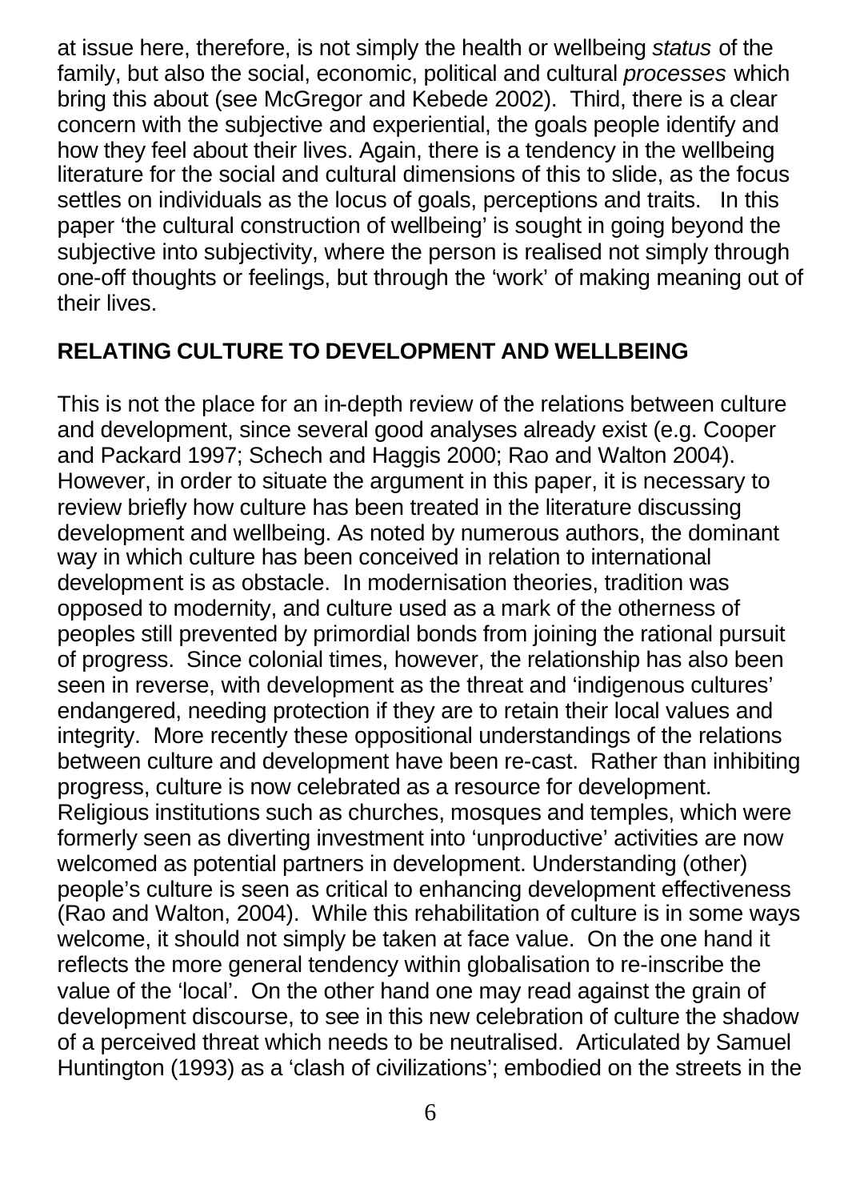at issue here, therefore, is not simply the health or wellbeing *status* of the family, but also the social, economic, political and cultural *processes* which bring this about (see McGregor and Kebede 2002). Third, there is a clear concern with the subjective and experiential, the goals people identify and how they feel about their lives. Again, there is a tendency in the wellbeing literature for the social and cultural dimensions of this to slide, as the focus settles on individuals as the locus of goals, perceptions and traits. In this paper 'the cultural construction of wellbeing' is sought in going beyond the subjective into subjectivity, where the person is realised not simply through one-off thoughts or feelings, but through the 'work' of making meaning out of their lives.

## RELATING CULTURE TO DEVELOPMENT AND WELLBEING

This is not the place for an in-depth review of the relations between culture and development, since several good analyses already exist (e.g. Cooper and Packard 1997; Schech and Haggis 2000; Rao and Walton 2004). However, in order to situate the argument in this paper, it is necessary to review briefly how culture has been treated in the literature discussing development and wellbeing. As noted by numerous authors, the dominant way in which culture has been conceived in relation to international development is as obstacle. In modernisation theories, tradition was opposed to modernity, and culture used as a mark of the otherness of peoples still prevented by primordial bonds from joining the rational pursuit of progress. Since colonial times, however, the relationship has also been seen in reverse, with development as the threat and 'indigenous cultures' endangered, needing protection if they are to retain their local values and integrity. More recently these oppositional understandings of the relations between culture and development have been re-cast. Rather than inhibiting progress, culture is now celebrated as a resource for development. Religious institutions such as churches, mosques and temples, which were formerly seen as diverting investment into 'unproductive' activities are now welcomed as potential partners in development. Understanding (other) people's culture is seen as critical to enhancing development effectiveness (Rao and Walton, 2004). While this rehabilitation of culture is in some ways welcome, it should not simply be taken at face value. On the one hand it reflects the more general tendency within globalisation to re-inscribe the value of the 'local'. On the other hand one may read against the grain of development discourse, to see in this new celebration of culture the shadow of a perceived threat which needs to be neutralised. Articulated by Samuel Huntington (1993) as a 'clash of civilizations'; embodied on the streets in the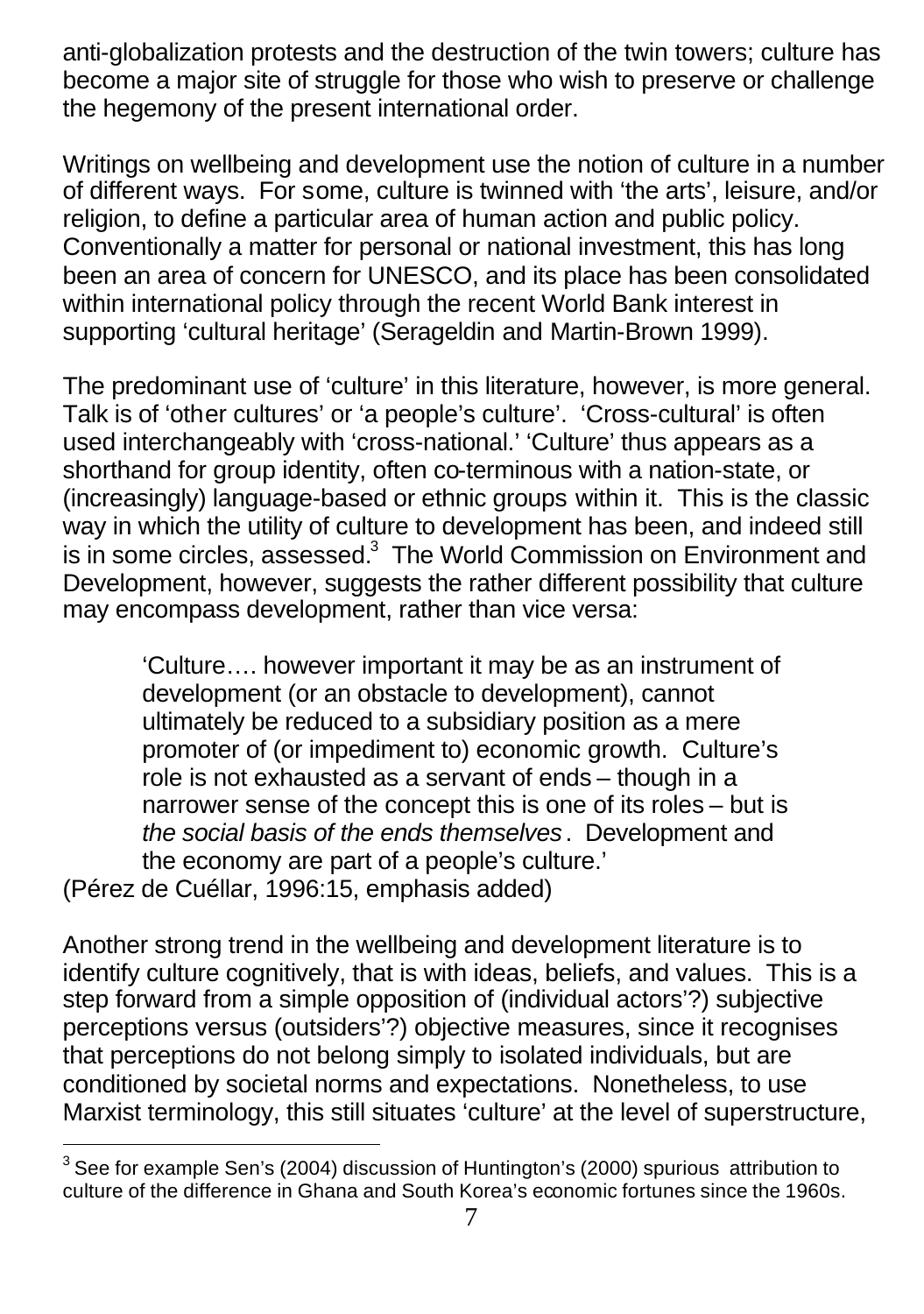anti-globalization protests and the destruction of the twin towers; culture has become a major site of struggle for those who wish to preserve or challenge the hegemony of the present international order.

Writings on wellbeing and development use the notion of culture in a number of different ways. For some, culture is twinned with 'the arts', leisure, and/or religion, to define a particular area of human action and public policy. Conventionally a matter for personal or national investment, this has long been an area of concern for UNESCO, and its place has been consolidated within international policy through the recent World Bank interest in supporting 'cultural heritage' (Serageldin and Martin-Brown 1999).

The predominant use of 'culture' in this literature, however, is more general. Talk is of 'other cultures' or 'a people's culture'. 'Cross-cultural' is often used interchangeably with 'cross-national.' 'Culture' thus appears as a shorthand for group identity, often co-terminous with a nation-state, or (increasingly) language-based or ethnic groups within it. This is the classic way in which the utility of culture to development has been, and indeed still is in some circles, assessed.[3] The World Commission on Environment and Development, however, suggests the rather different possibility that culture may encompass development, rather than vice versa:

> 'Culture…. however important it may be as an instrument of development (or an obstacle to development), cannot ultimately be reduced to a subsidiary position as a mere promoter of (or impediment to) economic growth. Culture's role is not exhausted as a servant of ends – though in a narrower sense of the concept this is one of its roles – but is *the social basis of the ends themselves*. Development and the economy are part of a people's culture.'

(Pérez de Cuéllar, 1996:15, emphasis added)

Another strong trend in the wellbeing and development literature is to identify culture cognitively, that is with ideas, beliefs, and values. This is a step forward from a simple opposition of (individual actors'?) subjective perceptions versus (outsiders'?) objective measures, since it recognises that perceptions do not belong simply to isolated individuals, but are conditioned by societal norms and expectations. Nonetheless, to use Marxist terminology, this still situates 'culture' at the level of superstructure,

---

[3] See for example Sen's (2004) discussion of Huntington's (2000) spurious attribution to culture of the difference in Ghana and South Korea's economic fortunes since the 1960s.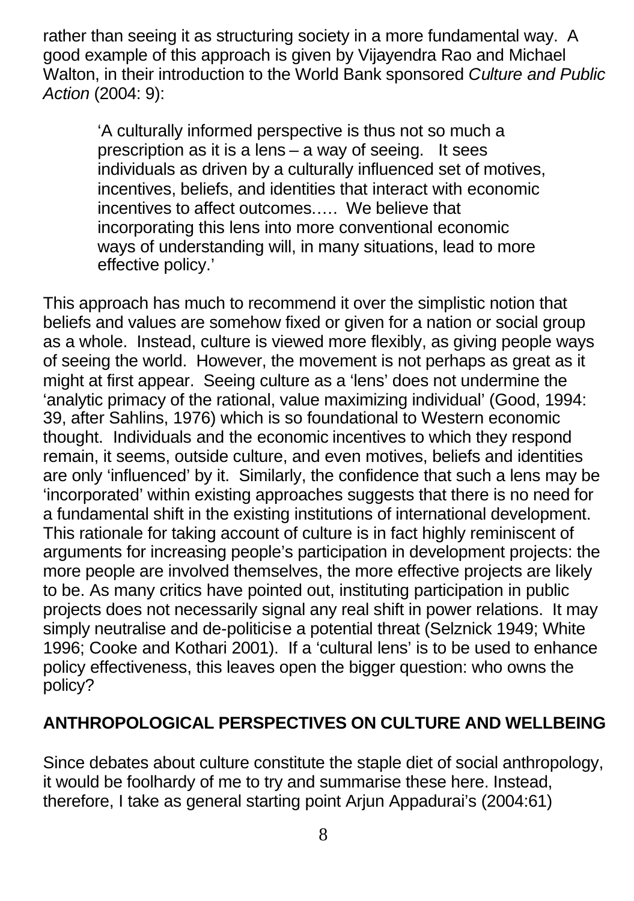rather than seeing it as structuring society in a more fundamental way. A good example of this approach is given by Vijayendra Rao and Michael Walton, in their introduction to the World Bank sponsored *Culture and Public Action* (2004: 9):

> 'A culturally informed perspective is thus not so much a prescription as it is a lens – a way of seeing. It sees individuals as driven by a culturally influenced set of motives, incentives, beliefs, and identities that interact with economic incentives to affect outcomes..... We believe that incorporating this lens into more conventional economic ways of understanding will, in many situations, lead to more effective policy.'

This approach has much to recommend it over the simplistic notion that beliefs and values are somehow fixed or given for a nation or social group as a whole. Instead, culture is viewed more flexibly, as giving people ways of seeing the world. However, the movement is not perhaps as great as it might at first appear. Seeing culture as a 'lens' does not undermine the 'analytic primacy of the rational, value maximizing individual' (Good, 1994: 39, after Sahlins, 1976) which is so foundational to Western economic thought. Individuals and the economic incentives to which they respond remain, it seems, outside culture, and even motives, beliefs and identities are only 'influenced' by it. Similarly, the confidence that such a lens may be 'incorporated' within existing approaches suggests that there is no need for a fundamental shift in the existing institutions of international development. This rationale for taking account of culture is in fact highly reminiscent of arguments for increasing people's participation in development projects: the more people are involved themselves, the more effective projects are likely to be. As many critics have pointed out, instituting participation in public projects does not necessarily signal any real shift in power relations. It may simply neutralise and de-politicise a potential threat (Selznick 1949; White 1996; Cooke and Kothari 2001). If a 'cultural lens' is to be used to enhance policy effectiveness, this leaves open the bigger question: who owns the policy?

## ANTHROPOLOGICAL PERSPECTIVES ON CULTURE AND WELLBEING

Since debates about culture constitute the staple diet of social anthropology, it would be foolhardy of me to try and summarise these here. Instead, therefore, I take as general starting point Arjun Appadurai's (2004:61)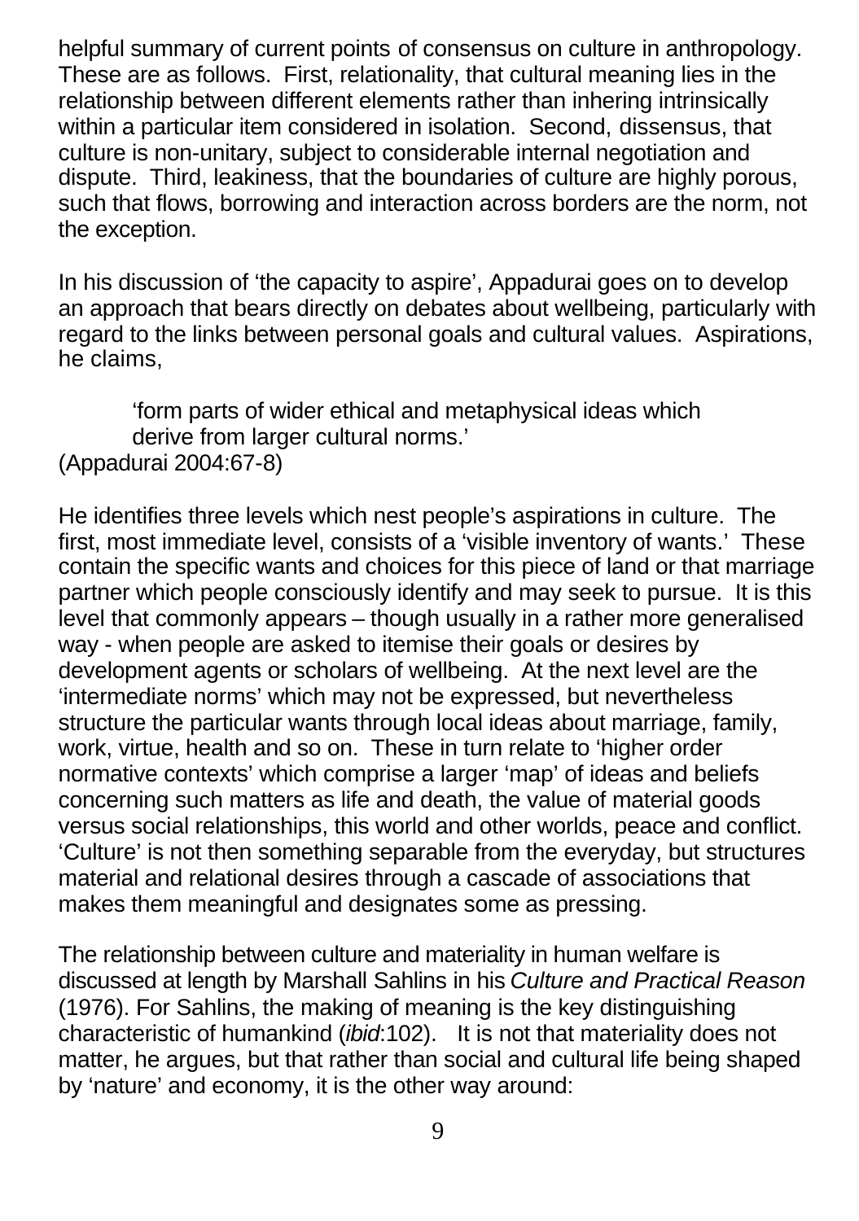helpful summary of current points of consensus on culture in anthropology. These are as follows. First, relationality, that cultural meaning lies in the relationship between different elements rather than inhering intrinsically within a particular item considered in isolation. Second, dissensus, that culture is non-unitary, subject to considerable internal negotiation and dispute. Third, leakiness, that the boundaries of culture are highly porous, such that flows, borrowing and interaction across borders are the norm, not the exception.

In his discussion of 'the capacity to aspire', Appadurai goes on to develop an approach that bears directly on debates about wellbeing, particularly with regard to the links between personal goals and cultural values. Aspirations, he claims,

> 'form parts of wider ethical and metaphysical ideas which derive from larger cultural norms.'

(Appadurai 2004:67-8)

He identifies three levels which nest people's aspirations in culture. The first, most immediate level, consists of a 'visible inventory of wants.' These contain the specific wants and choices for this piece of land or that marriage partner which people consciously identify and may seek to pursue. It is this level that commonly appears – though usually in a rather more generalised way - when people are asked to itemise their goals or desires by development agents or scholars of wellbeing. At the next level are the 'intermediate norms' which may not be expressed, but nevertheless structure the particular wants through local ideas about marriage, family, work, virtue, health and so on. These in turn relate to 'higher order normative contexts' which comprise a larger 'map' of ideas and beliefs concerning such matters as life and death, the value of material goods versus social relationships, this world and other worlds, peace and conflict. 'Culture' is not then something separable from the everyday, but structures material and relational desires through a cascade of associations that makes them meaningful and designates some as pressing.

The relationship between culture and materiality in human welfare is discussed at length by Marshall Sahlins in his *Culture and Practical Reason* (1976). For Sahlins, the making of meaning is the key distinguishing characteristic of humankind (*ibid*:102). It is not that materiality does not matter, he argues, but that rather than social and cultural life being shaped by 'nature' and economy, it is the other way around: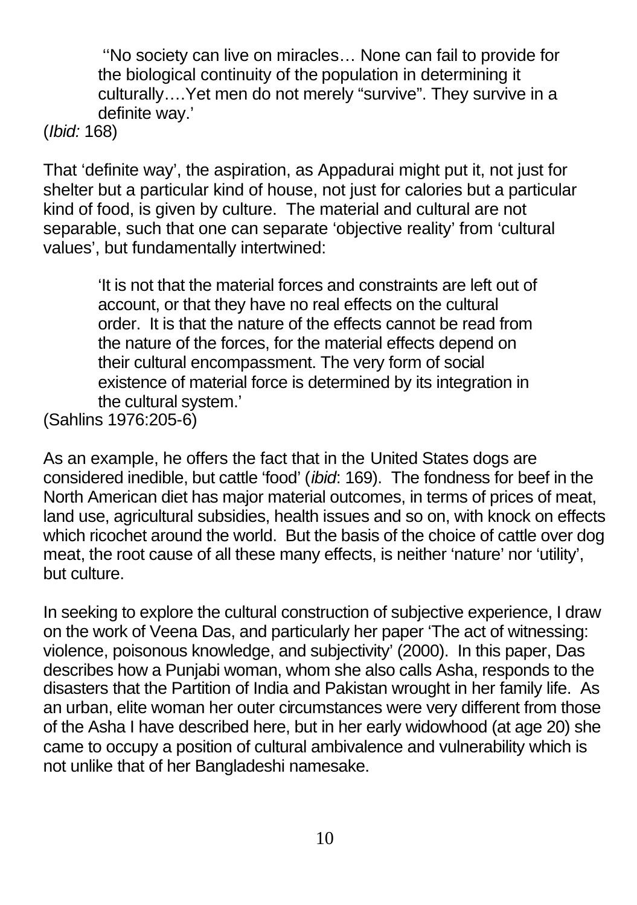> ''No society can live on miracles… None can fail to provide for the biological continuity of the population in determining it culturally….Yet men do not merely "survive". They survive in a definite way.'

(*Ibid:* 168)

That 'definite way', the aspiration, as Appadurai might put it, not just for shelter but a particular kind of house, not just for calories but a particular kind of food, is given by culture. The material and cultural are not separable, such that one can separate 'objective reality' from 'cultural values', but fundamentally intertwined:

> 'It is not that the material forces and constraints are left out of account, or that they have no real effects on the cultural order. It is that the nature of the effects cannot be read from the nature of the forces, for the material effects depend on their cultural encompassment. The very form of social existence of material force is determined by its integration in the cultural system.'

(Sahlins 1976:205-6)

As an example, he offers the fact that in the United States dogs are considered inedible, but cattle 'food' (*ibid*: 169). The fondness for beef in the North American diet has major material outcomes, in terms of prices of meat, land use, agricultural subsidies, health issues and so on, with knock on effects which ricochet around the world. But the basis of the choice of cattle over dog meat, the root cause of all these many effects, is neither 'nature' nor 'utility', but culture.

In seeking to explore the cultural construction of subjective experience, I draw on the work of Veena Das, and particularly her paper 'The act of witnessing: violence, poisonous knowledge, and subjectivity' (2000). In this paper, Das describes how a Punjabi woman, whom she also calls Asha, responds to the disasters that the Partition of India and Pakistan wrought in her family life. As an urban, elite woman her outer circumstances were very different from those of the Asha I have described here, but in her early widowhood (at age 20) she came to occupy a position of cultural ambivalence and vulnerability which is not unlike that of her Bangladeshi namesake.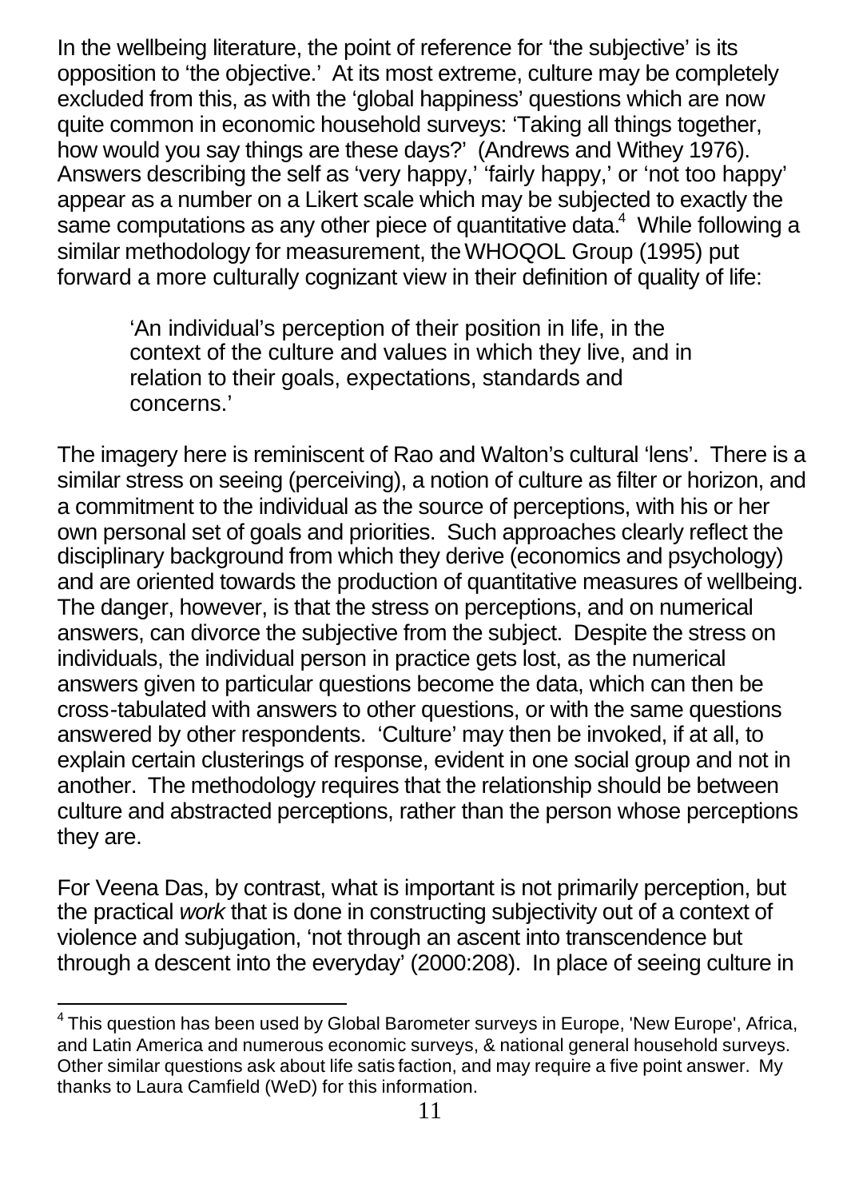In the wellbeing literature, the point of reference for 'the subjective' is its opposition to 'the objective.' At its most extreme, culture may be completely excluded from this, as with the 'global happiness' questions which are now quite common in economic household surveys: 'Taking all things together, how would you say things are these days?' (Andrews and Withey 1976). Answers describing the self as 'very happy,' 'fairly happy,' or 'not too happy' appear as a number on a Likert scale which may be subjected to exactly the same computations as any other piece of quantitative data.[4] While following a similar methodology for measurement, the WHOQOL Group (1995) put forward a more culturally cognizant view in their definition of quality of life:

> 'An individual's perception of their position in life, in the context of the culture and values in which they live, and in relation to their goals, expectations, standards and concerns.'

The imagery here is reminiscent of Rao and Walton's cultural 'lens'. There is a similar stress on seeing (perceiving), a notion of culture as filter or horizon, and a commitment to the individual as the source of perceptions, with his or her own personal set of goals and priorities. Such approaches clearly reflect the disciplinary background from which they derive (economics and psychology) and are oriented towards the production of quantitative measures of wellbeing. The danger, however, is that the stress on perceptions, and on numerical answers, can divorce the subjective from the subject. Despite the stress on individuals, the individual person in practice gets lost, as the numerical answers given to particular questions become the data, which can then be cross-tabulated with answers to other questions, or with the same questions answered by other respondents. 'Culture' may then be invoked, if at all, to explain certain clusterings of response, evident in one social group and not in another. The methodology requires that the relationship should be between culture and abstracted perceptions, rather than the person whose perceptions they are.

For Veena Das, by contrast, what is important is not primarily perception, but the practical *work* that is done in constructing subjectivity out of a context of violence and subjugation, 'not through an ascent into transcendence but through a descent into the everyday' (2000:208). In place of seeing culture in

---

[4] This question has been used by Global Barometer surveys in Europe, 'New Europe', Africa, and Latin America and numerous economic surveys, & national general household surveys. Other similar questions ask about life satisfaction, and may require a five point answer. My thanks to Laura Camfield (WeD) for this information.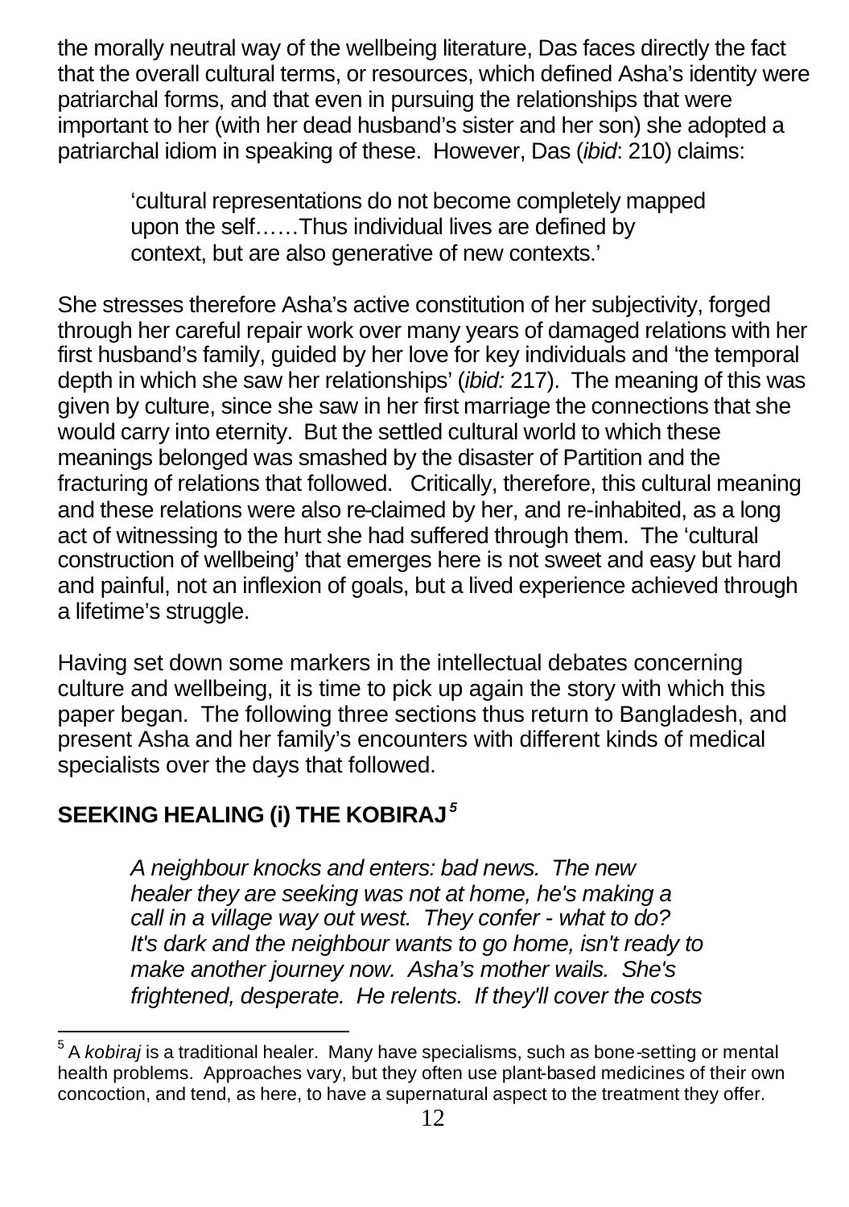the morally neutral way of the wellbeing literature, Das faces directly the fact that the overall cultural terms, or resources, which defined Asha's identity were patriarchal forms, and that even in pursuing the relationships that were important to her (with her dead husband's sister and her son) she adopted a patriarchal idiom in speaking of these. However, Das (*ibid*: 210) claims:

> 'cultural representations do not become completely mapped upon the self……Thus individual lives are defined by context, but are also generative of new contexts.'

She stresses therefore Asha's active constitution of her subjectivity, forged through her careful repair work over many years of damaged relations with her first husband's family, guided by her love for key individuals and 'the temporal depth in which she saw her relationships' (*ibid:* 217). The meaning of this was given by culture, since she saw in her first marriage the connections that she would carry into eternity. But the settled cultural world to which these meanings belonged was smashed by the disaster of Partition and the fracturing of relations that followed. Critically, therefore, this cultural meaning and these relations were also re-claimed by her, and re-inhabited, as a long act of witnessing to the hurt she had suffered through them. The 'cultural construction of wellbeing' that emerges here is not sweet and easy but hard and painful, not an inflexion of goals, but a lived experience achieved through a lifetime's struggle.

Having set down some markers in the intellectual debates concerning culture and wellbeing, it is time to pick up again the story with which this paper began. The following three sections thus return to Bangladesh, and present Asha and her family's encounters with different kinds of medical specialists over the days that followed.

## SEEKING HEALING (i) THE KOBIRAJ[5]

> *A neighbour knocks and enters: bad news. The new healer they are seeking was not at home, he's making a call in a village way out west. They confer - what to do? It's dark and the neighbour wants to go home, isn't ready to make another journey now. Asha's mother wails. She's frightened, desperate. He relents. If they'll cover the costs*

---

[5] A *kobiraj* is a traditional healer. Many have specialisms, such as bone-setting or mental health problems. Approaches vary, but they often use plant-based medicines of their own concoction, and tend, as here, to have a supernatural aspect to the treatment they offer.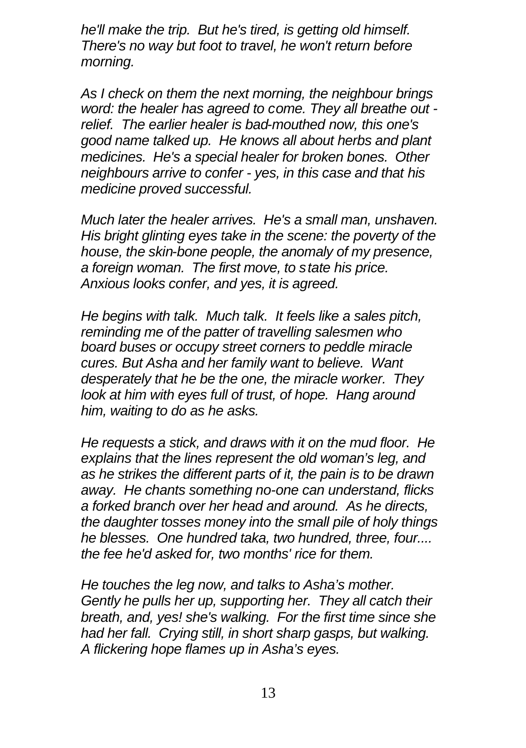*he'll make the trip. But he's tired, is getting old himself. There's no way but foot to travel, he won't return before morning.*

*As I check on them the next morning, the neighbour brings word: the healer has agreed to come. They all breathe out - relief. The earlier healer is bad-mouthed now, this one's good name talked up. He knows all about herbs and plant medicines. He's a special healer for broken bones. Other neighbours arrive to confer - yes, in this case and that his medicine proved successful.*

*Much later the healer arrives. He's a small man, unshaven. His bright glinting eyes take in the scene: the poverty of the house, the skin-bone people, the anomaly of my presence, a foreign woman. The first move, to state his price. Anxious looks confer, and yes, it is agreed.*

*He begins with talk. Much talk. It feels like a sales pitch, reminding me of the patter of travelling salesmen who board buses or occupy street corners to peddle miracle cures. But Asha and her family want to believe. Want desperately that he be the one, the miracle worker. They look at him with eyes full of trust, of hope. Hang around him, waiting to do as he asks.*

*He requests a stick, and draws with it on the mud floor. He explains that the lines represent the old woman's leg, and as he strikes the different parts of it, the pain is to be drawn away. He chants something no-one can understand, flicks a forked branch over her head and around. As he directs, the daughter tosses money into the small pile of holy things he blesses. One hundred taka, two hundred, three, four.... the fee he'd asked for, two months' rice for them.*

*He touches the leg now, and talks to Asha's mother. Gently he pulls her up, supporting her. They all catch their breath, and, yes! she's walking. For the first time since she had her fall. Crying still, in short sharp gasps, but walking. A flickering hope flames up in Asha's eyes.*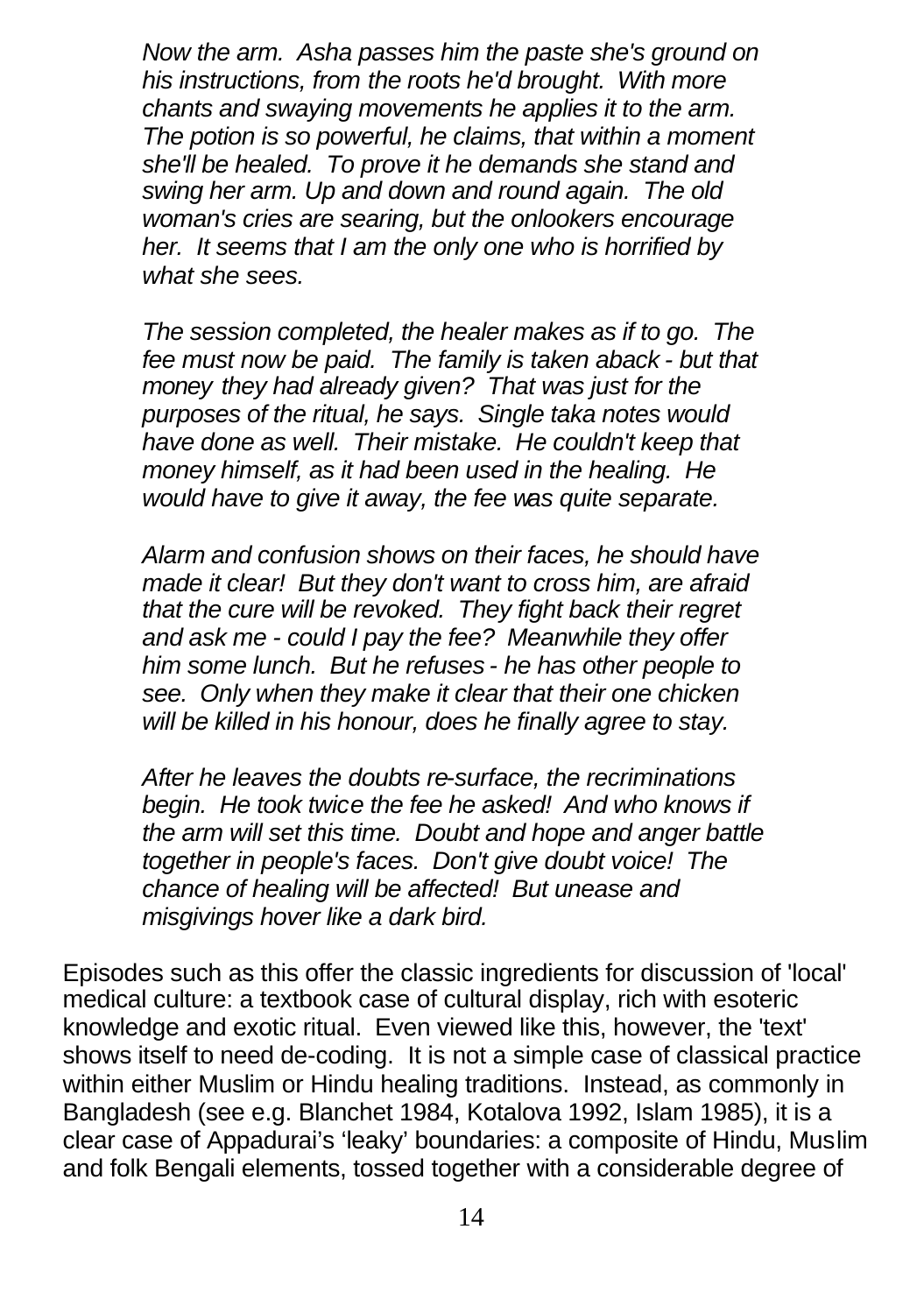*Now the arm. Asha passes him the paste she's ground on his instructions, from the roots he'd brought. With more chants and swaying movements he applies it to the arm. The potion is so powerful, he claims, that within a moment she'll be healed. To prove it he demands she stand and swing her arm. Up and down and round again. The old woman's cries are searing, but the onlookers encourage her. It seems that I am the only one who is horrified by what she sees.*

*The session completed, the healer makes as if to go. The fee must now be paid. The family is taken aback - but that money they had already given? That was just for the purposes of the ritual, he says. Single taka notes would have done as well. Their mistake. He couldn't keep that money himself, as it had been used in the healing. He would have to give it away, the fee was quite separate.*

*Alarm and confusion shows on their faces, he should have made it clear! But they don't want to cross him, are afraid that the cure will be revoked. They fight back their regret and ask me - could I pay the fee? Meanwhile they offer him some lunch. But he refuses - he has other people to see. Only when they make it clear that their one chicken will be killed in his honour, does he finally agree to stay.*

*After he leaves the doubts re-surface, the recriminations begin. He took twice the fee he asked! And who knows if the arm will set this time. Doubt and hope and anger battle together in people's faces. Don't give doubt voice! The chance of healing will be affected! But unease and misgivings hover like a dark bird.*

Episodes such as this offer the classic ingredients for discussion of 'local' medical culture: a textbook case of cultural display, rich with esoteric knowledge and exotic ritual. Even viewed like this, however, the 'text' shows itself to need de-coding. It is not a simple case of classical practice within either Muslim or Hindu healing traditions. Instead, as commonly in Bangladesh (see e.g. Blanchet 1984, Kotalova 1992, Islam 1985), it is a clear case of Appadurai's 'leaky' boundaries: a composite of Hindu, Muslim and folk Bengali elements, tossed together with a considerable degree of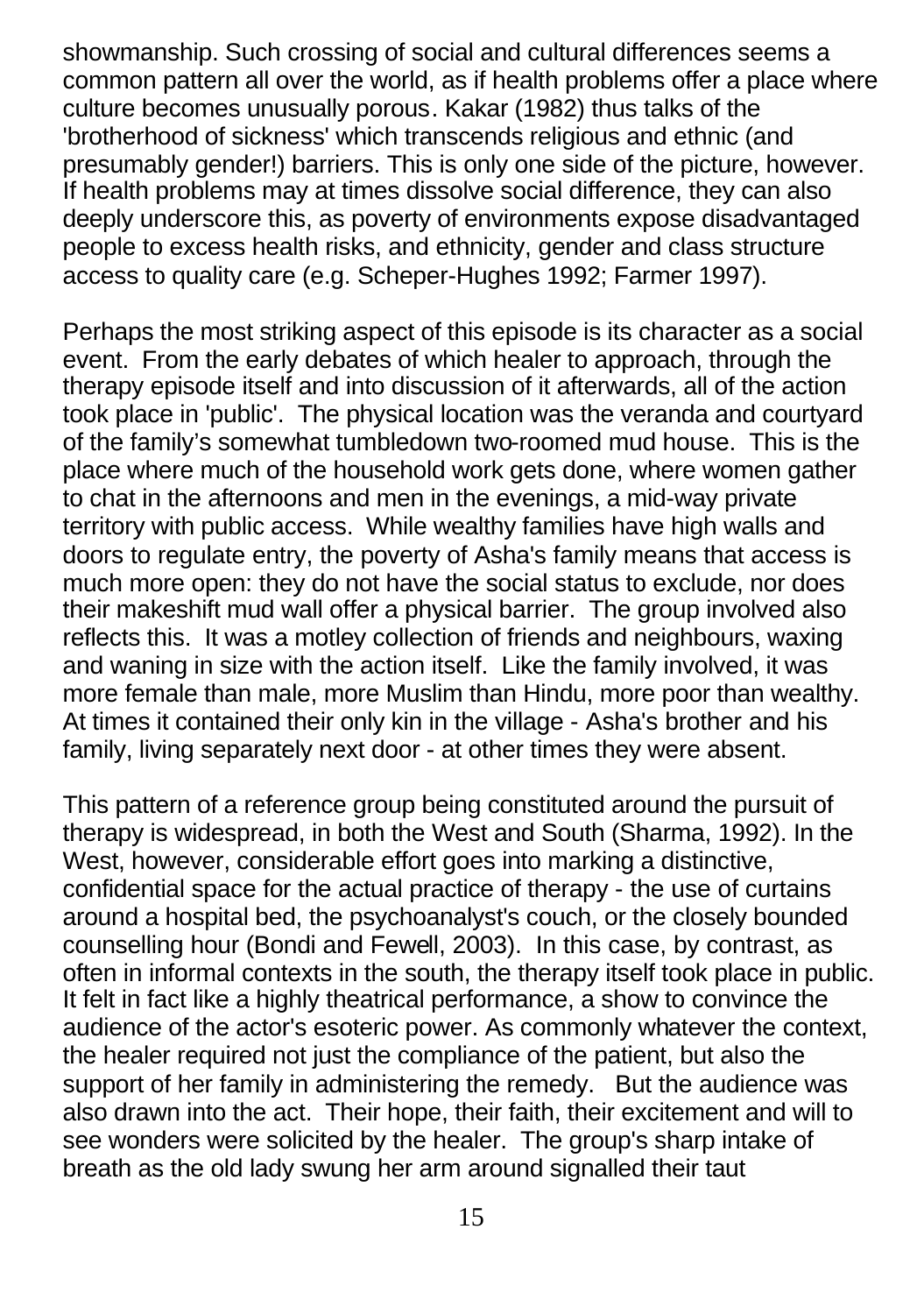showmanship. Such crossing of social and cultural differences seems a common pattern all over the world, as if health problems offer a place where culture becomes unusually porous. Kakar (1982) thus talks of the 'brotherhood of sickness' which transcends religious and ethnic (and presumably gender!) barriers. This is only one side of the picture, however. If health problems may at times dissolve social difference, they can also deeply underscore this, as poverty of environments expose disadvantaged people to excess health risks, and ethnicity, gender and class structure access to quality care (e.g. Scheper-Hughes 1992; Farmer 1997).

Perhaps the most striking aspect of this episode is its character as a social event. From the early debates of which healer to approach, through the therapy episode itself and into discussion of it afterwards, all of the action took place in 'public'. The physical location was the veranda and courtyard of the family's somewhat tumbledown two-roomed mud house. This is the place where much of the household work gets done, where women gather to chat in the afternoons and men in the evenings, a mid-way private territory with public access. While wealthy families have high walls and doors to regulate entry, the poverty of Asha's family means that access is much more open: they do not have the social status to exclude, nor does their makeshift mud wall offer a physical barrier. The group involved also reflects this. It was a motley collection of friends and neighbours, waxing and waning in size with the action itself. Like the family involved, it was more female than male, more Muslim than Hindu, more poor than wealthy. At times it contained their only kin in the village - Asha's brother and his family, living separately next door - at other times they were absent.

This pattern of a reference group being constituted around the pursuit of therapy is widespread, in both the West and South (Sharma, 1992). In the West, however, considerable effort goes into marking a distinctive, confidential space for the actual practice of therapy - the use of curtains around a hospital bed, the psychoanalyst's couch, or the closely bounded counselling hour (Bondi and Fewell, 2003). In this case, by contrast, as often in informal contexts in the south, the therapy itself took place in public. It felt in fact like a highly theatrical performance, a show to convince the audience of the actor's esoteric power. As commonly whatever the context, the healer required not just the compliance of the patient, but also the support of her family in administering the remedy. But the audience was also drawn into the act. Their hope, their faith, their excitement and will to see wonders were solicited by the healer. The group's sharp intake of breath as the old lady swung her arm around signalled their taut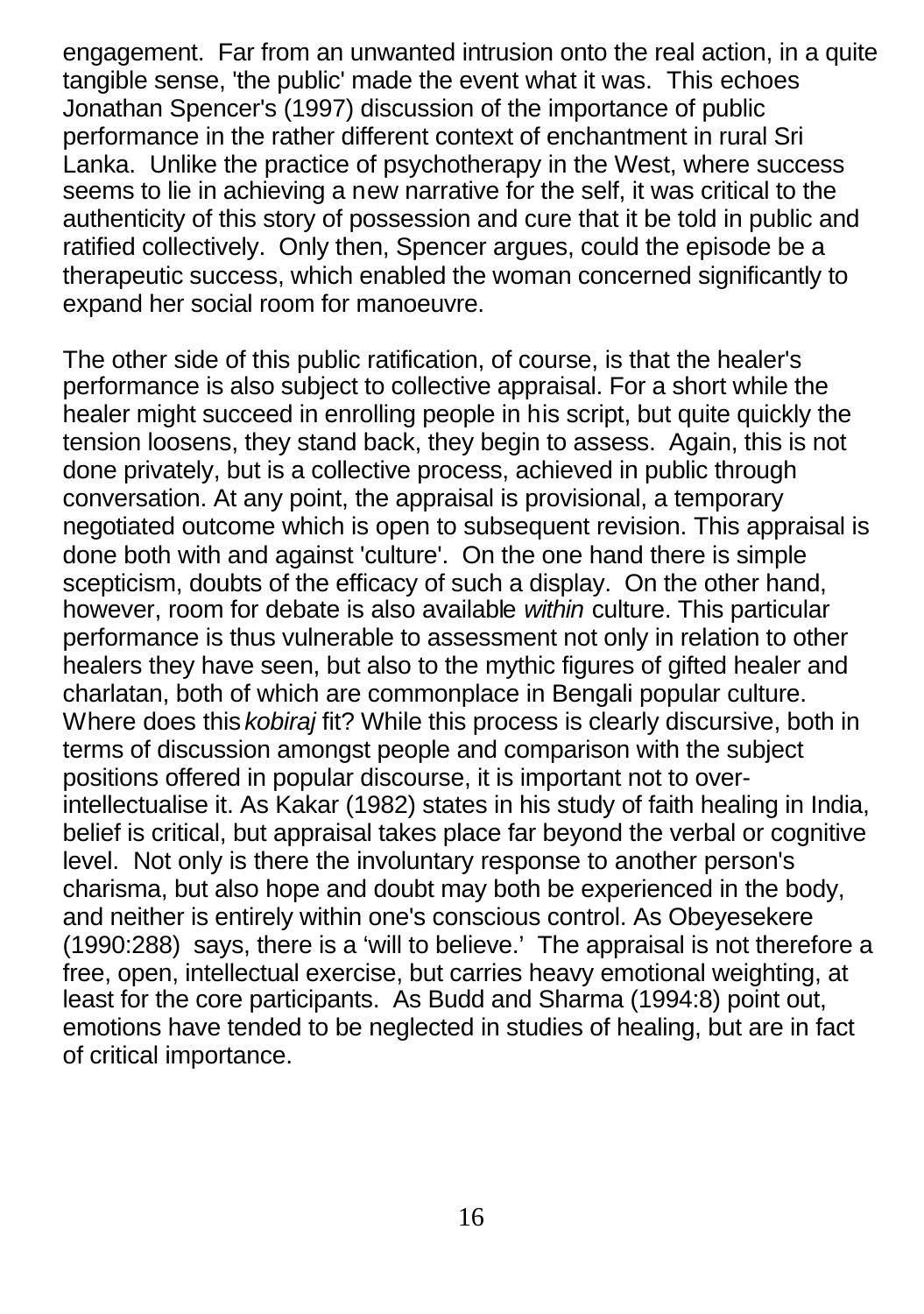engagement. Far from an unwanted intrusion onto the real action, in a quite tangible sense, 'the public' made the event what it was. This echoes Jonathan Spencer's (1997) discussion of the importance of public performance in the rather different context of enchantment in rural Sri Lanka. Unlike the practice of psychotherapy in the West, where success seems to lie in achieving a new narrative for the self, it was critical to the authenticity of this story of possession and cure that it be told in public and ratified collectively. Only then, Spencer argues, could the episode be a therapeutic success, which enabled the woman concerned significantly to expand her social room for manoeuvre.

The other side of this public ratification, of course, is that the healer's performance is also subject to collective appraisal. For a short while the healer might succeed in enrolling people in his script, but quite quickly the tension loosens, they stand back, they begin to assess. Again, this is not done privately, but is a collective process, achieved in public through conversation. At any point, the appraisal is provisional, a temporary negotiated outcome which is open to subsequent revision. This appraisal is done both with and against 'culture'. On the one hand there is simple scepticism, doubts of the efficacy of such a display. On the other hand, however, room for debate is also available *within* culture. This particular performance is thus vulnerable to assessment not only in relation to other healers they have seen, but also to the mythic figures of gifted healer and charlatan, both of which are commonplace in Bengali popular culture. Where does this *kobiraj* fit? While this process is clearly discursive, both in terms of discussion amongst people and comparison with the subject positions offered in popular discourse, it is important not to over-intellectualise it. As Kakar (1982) states in his study of faith healing in India, belief is critical, but appraisal takes place far beyond the verbal or cognitive level. Not only is there the involuntary response to another person's charisma, but also hope and doubt may both be experienced in the body, and neither is entirely within one's conscious control. As Obeyesekere (1990:288) says, there is a 'will to believe.' The appraisal is not therefore a free, open, intellectual exercise, but carries heavy emotional weighting, at least for the core participants. As Budd and Sharma (1994:8) point out, emotions have tended to be neglected in studies of healing, but are in fact of critical importance.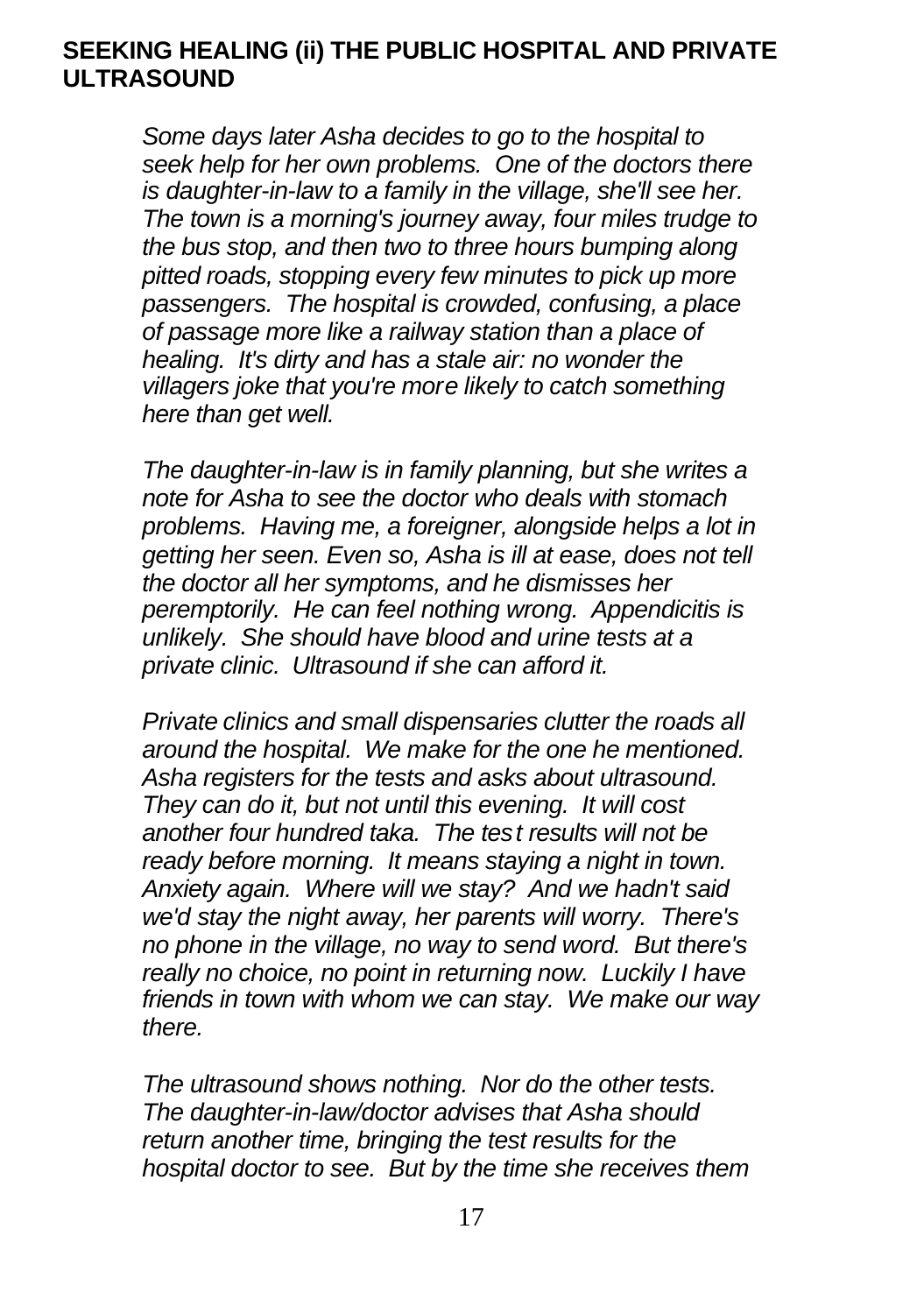## SEEKING HEALING (ii) THE PUBLIC HOSPITAL AND PRIVATE ULTRASOUND

*Some days later Asha decides to go to the hospital to seek help for her own problems. One of the doctors there is daughter-in-law to a family in the village, she'll see her. The town is a morning's journey away, four miles trudge to the bus stop, and then two to three hours bumping along pitted roads, stopping every few minutes to pick up more passengers. The hospital is crowded, confusing, a place of passage more like a railway station than a place of healing. It's dirty and has a stale air: no wonder the villagers joke that you're more likely to catch something here than get well.*

*The daughter-in-law is in family planning, but she writes a note for Asha to see the doctor who deals with stomach problems. Having me, a foreigner, alongside helps a lot in getting her seen. Even so, Asha is ill at ease, does not tell the doctor all her symptoms, and he dismisses her peremptorily. He can feel nothing wrong. Appendicitis is unlikely. She should have blood and urine tests at a private clinic. Ultrasound if she can afford it.*

*Private clinics and small dispensaries clutter the roads all around the hospital. We make for the one he mentioned. Asha registers for the tests and asks about ultrasound. They can do it, but not until this evening. It will cost another four hundred taka. The test results will not be ready before morning. It means staying a night in town. Anxiety again. Where will we stay? And we hadn't said we'd stay the night away, her parents will worry. There's no phone in the village, no way to send word. But there's really no choice, no point in returning now. Luckily I have friends in town with whom we can stay. We make our way there.*

*The ultrasound shows nothing. Nor do the other tests. The daughter-in-law/doctor advises that Asha should return another time, bringing the test results for the hospital doctor to see. But by the time she receives them*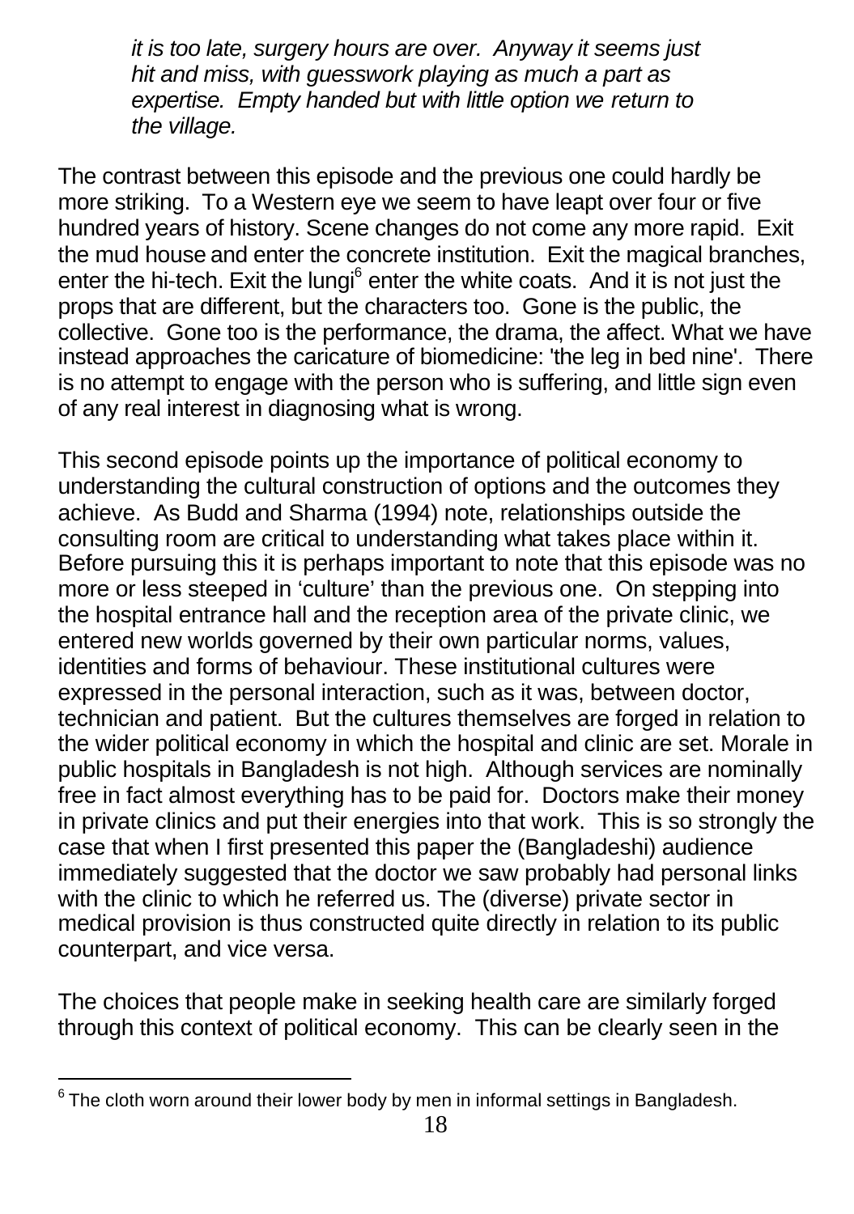*it is too late, surgery hours are over. Anyway it seems just hit and miss, with guesswork playing as much a part as expertise. Empty handed but with little option we return to the village.*

The contrast between this episode and the previous one could hardly be more striking. To a Western eye we seem to have leapt over four or five hundred years of history. Scene changes do not come any more rapid. Exit the mud house and enter the concrete institution. Exit the magical branches, enter the hi-tech. Exit the lungi[6] enter the white coats. And it is not just the props that are different, but the characters too. Gone is the public, the collective. Gone too is the performance, the drama, the affect. What we have instead approaches the caricature of biomedicine: 'the leg in bed nine'. There is no attempt to engage with the person who is suffering, and little sign even of any real interest in diagnosing what is wrong.

This second episode points up the importance of political economy to understanding the cultural construction of options and the outcomes they achieve. As Budd and Sharma (1994) note, relationships outside the consulting room are critical to understanding what takes place within it. Before pursuing this it is perhaps important to note that this episode was no more or less steeped in 'culture' than the previous one. On stepping into the hospital entrance hall and the reception area of the private clinic, we entered new worlds governed by their own particular norms, values, identities and forms of behaviour. These institutional cultures were expressed in the personal interaction, such as it was, between doctor, technician and patient. But the cultures themselves are forged in relation to the wider political economy in which the hospital and clinic are set. Morale in public hospitals in Bangladesh is not high. Although services are nominally free in fact almost everything has to be paid for. Doctors make their money in private clinics and put their energies into that work. This is so strongly the case that when I first presented this paper the (Bangladeshi) audience immediately suggested that the doctor we saw probably had personal links with the clinic to which he referred us. The (diverse) private sector in medical provision is thus constructed quite directly in relation to its public counterpart, and vice versa.

The choices that people make in seeking health care are similarly forged through this context of political economy. This can be clearly seen in the

[6] The cloth worn around their lower body by men in informal settings in Bangladesh.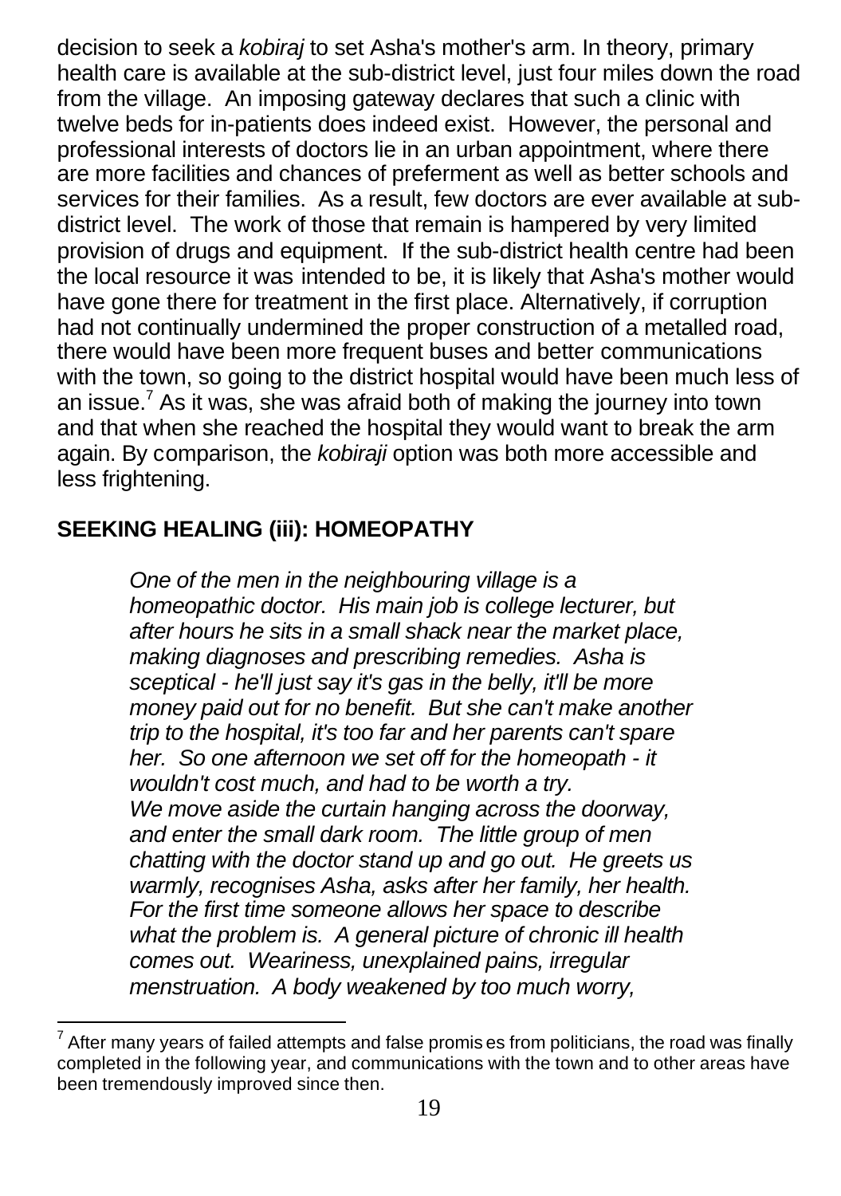decision to seek a *kobiraj* to set Asha's mother's arm. In theory, primary health care is available at the sub-district level, just four miles down the road from the village. An imposing gateway declares that such a clinic with twelve beds for in-patients does indeed exist. However, the personal and professional interests of doctors lie in an urban appointment, where there are more facilities and chances of preferment as well as better schools and services for their families. As a result, few doctors are ever available at sub-district level. The work of those that remain is hampered by very limited provision of drugs and equipment. If the sub-district health centre had been the local resource it was intended to be, it is likely that Asha's mother would have gone there for treatment in the first place. Alternatively, if corruption had not continually undermined the proper construction of a metalled road, there would have been more frequent buses and better communications with the town, so going to the district hospital would have been much less of an issue.[7] As it was, she was afraid both of making the journey into town and that when she reached the hospital they would want to break the arm again. By comparison, the *kobiraji* option was both more accessible and less frightening.

## SEEKING HEALING (iii): HOMEOPATHY

> *One of the men in the neighbouring village is a homeopathic doctor. His main job is college lecturer, but after hours he sits in a small shack near the market place, making diagnoses and prescribing remedies. Asha is sceptical - he'll just say it's gas in the belly, it'll be more money paid out for no benefit. But she can't make another trip to the hospital, it's too far and her parents can't spare her. So one afternoon we set off for the homeopath - it wouldn't cost much, and had to be worth a try.*
> *We move aside the curtain hanging across the doorway, and enter the small dark room. The little group of men chatting with the doctor stand up and go out. He greets us warmly, recognises Asha, asks after her family, her health. For the first time someone allows her space to describe what the problem is. A general picture of chronic ill health comes out. Weariness, unexplained pains, irregular menstruation. A body weakened by too much worry,*

[7] After many years of failed attempts and false promises from politicians, the road was finally completed in the following year, and communications with the town and to other areas have been tremendously improved since then.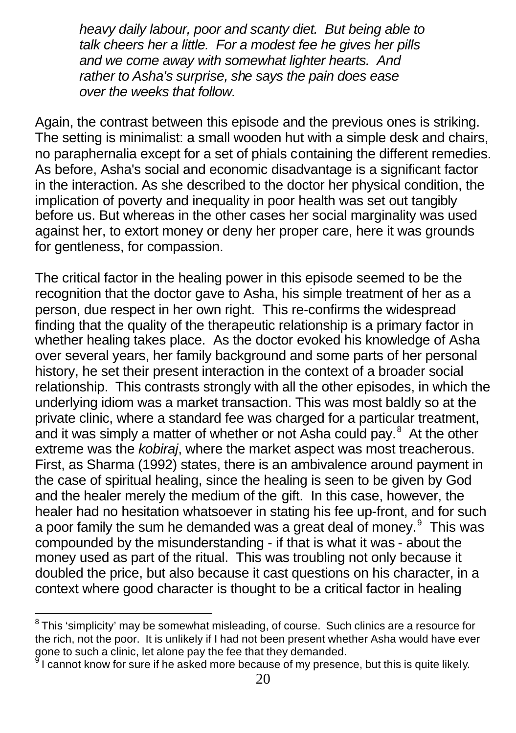*heavy daily labour, poor and scanty diet. But being able to talk cheers her a little. For a modest fee he gives her pills and we come away with somewhat lighter hearts. And rather to Asha's surprise, she says the pain does ease over the weeks that follow.*

Again, the contrast between this episode and the previous ones is striking. The setting is minimalist: a small wooden hut with a simple desk and chairs, no paraphernalia except for a set of phials containing the different remedies. As before, Asha's social and economic disadvantage is a significant factor in the interaction. As she described to the doctor her physical condition, the implication of poverty and inequality in poor health was set out tangibly before us. But whereas in the other cases her social marginality was used against her, to extort money or deny her proper care, here it was grounds for gentleness, for compassion.

The critical factor in the healing power in this episode seemed to be the recognition that the doctor gave to Asha, his simple treatment of her as a person, due respect in her own right. This re-confirms the widespread finding that the quality of the therapeutic relationship is a primary factor in whether healing takes place. As the doctor evoked his knowledge of Asha over several years, her family background and some parts of her personal history, he set their present interaction in the context of a broader social relationship. This contrasts strongly with all the other episodes, in which the underlying idiom was a market transaction. This was most baldly so at the private clinic, where a standard fee was charged for a particular treatment, and it was simply a matter of whether or not Asha could pay.[8] At the other extreme was the *kobiraj*, where the market aspect was most treacherous. First, as Sharma (1992) states, there is an ambivalence around payment in the case of spiritual healing, since the healing is seen to be given by God and the healer merely the medium of the gift. In this case, however, the healer had no hesitation whatsoever in stating his fee up-front, and for such a poor family the sum he demanded was a great deal of money.[9] This was compounded by the misunderstanding - if that is what it was - about the money used as part of the ritual. This was troubling not only because it doubled the price, but also because it cast questions on his character, in a context where good character is thought to be a critical factor in healing

---

[8] This 'simplicity' may be somewhat misleading, of course. Such clinics are a resource for the rich, not the poor. It is unlikely if I had not been present whether Asha would have ever gone to such a clinic, let alone pay the fee that they demanded.

[9] I cannot know for sure if he asked more because of my presence, but this is quite likely.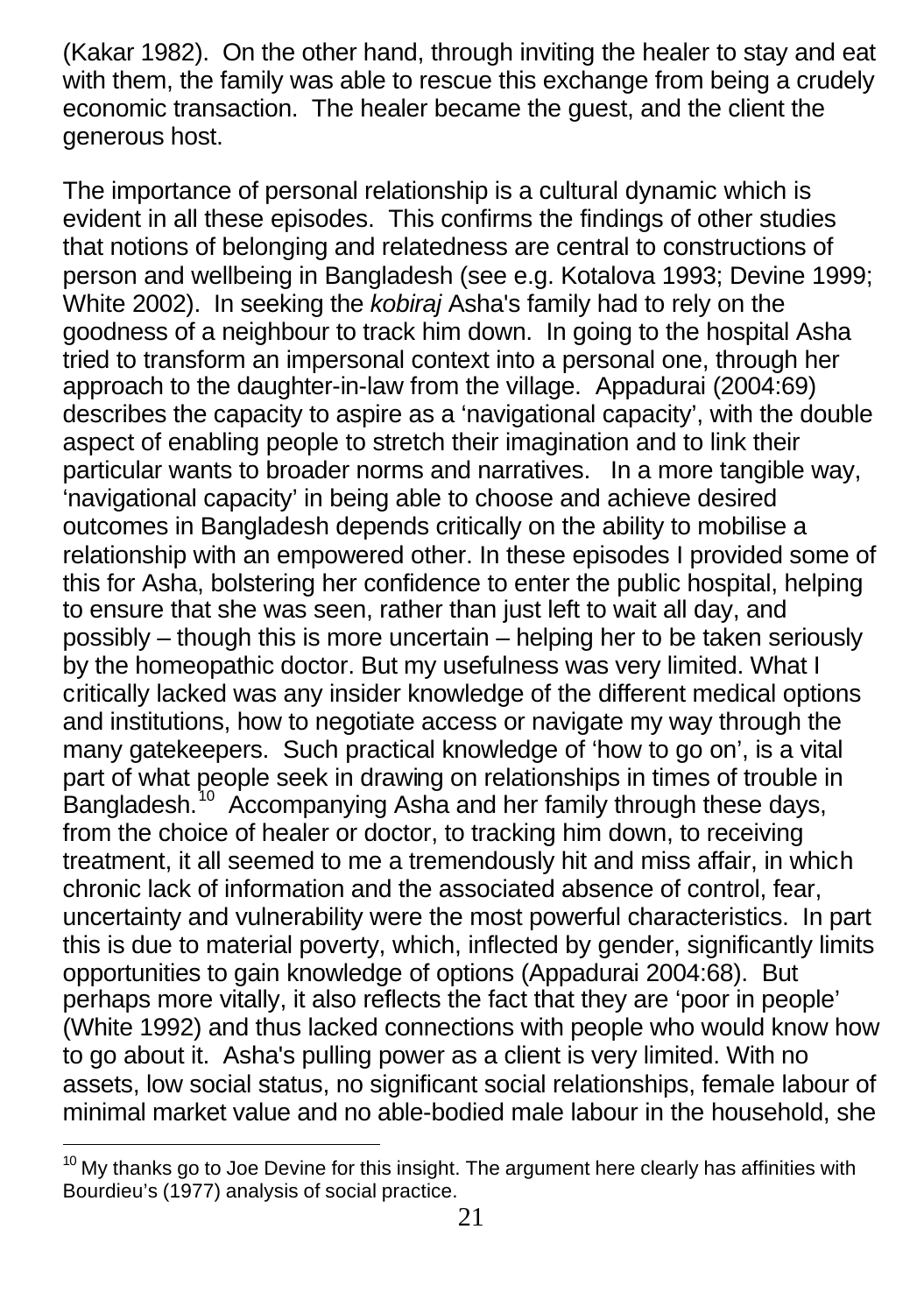(Kakar 1982). On the other hand, through inviting the healer to stay and eat with them, the family was able to rescue this exchange from being a crudely economic transaction. The healer became the guest, and the client the generous host.

The importance of personal relationship is a cultural dynamic which is evident in all these episodes. This confirms the findings of other studies that notions of belonging and relatedness are central to constructions of person and wellbeing in Bangladesh (see e.g. Kotalova 1993; Devine 1999; White 2002). In seeking the *kobiraj* Asha's family had to rely on the goodness of a neighbour to track him down. In going to the hospital Asha tried to transform an impersonal context into a personal one, through her approach to the daughter-in-law from the village. Appadurai (2004:69) describes the capacity to aspire as a 'navigational capacity', with the double aspect of enabling people to stretch their imagination and to link their particular wants to broader norms and narratives. In a more tangible way, 'navigational capacity' in being able to choose and achieve desired outcomes in Bangladesh depends critically on the ability to mobilise a relationship with an empowered other. In these episodes I provided some of this for Asha, bolstering her confidence to enter the public hospital, helping to ensure that she was seen, rather than just left to wait all day, and possibly – though this is more uncertain – helping her to be taken seriously by the homeopathic doctor. But my usefulness was very limited. What I critically lacked was any insider knowledge of the different medical options and institutions, how to negotiate access or navigate my way through the many gatekeepers. Such practical knowledge of 'how to go on', is a vital part of what people seek in drawing on relationships in times of trouble in Bangladesh.[10] Accompanying Asha and her family through these days, from the choice of healer or doctor, to tracking him down, to receiving treatment, it all seemed to me a tremendously hit and miss affair, in which chronic lack of information and the associated absence of control, fear, uncertainty and vulnerability were the most powerful characteristics. In part this is due to material poverty, which, inflected by gender, significantly limits opportunities to gain knowledge of options (Appadurai 2004:68). But perhaps more vitally, it also reflects the fact that they are 'poor in people' (White 1992) and thus lacked connections with people who would know how to go about it. Asha's pulling power as a client is very limited. With no assets, low social status, no significant social relationships, female labour of minimal market value and no able-bodied male labour in the household, she

[10] My thanks go to Joe Devine for this insight. The argument here clearly has affinities with Bourdieu's (1977) analysis of social practice.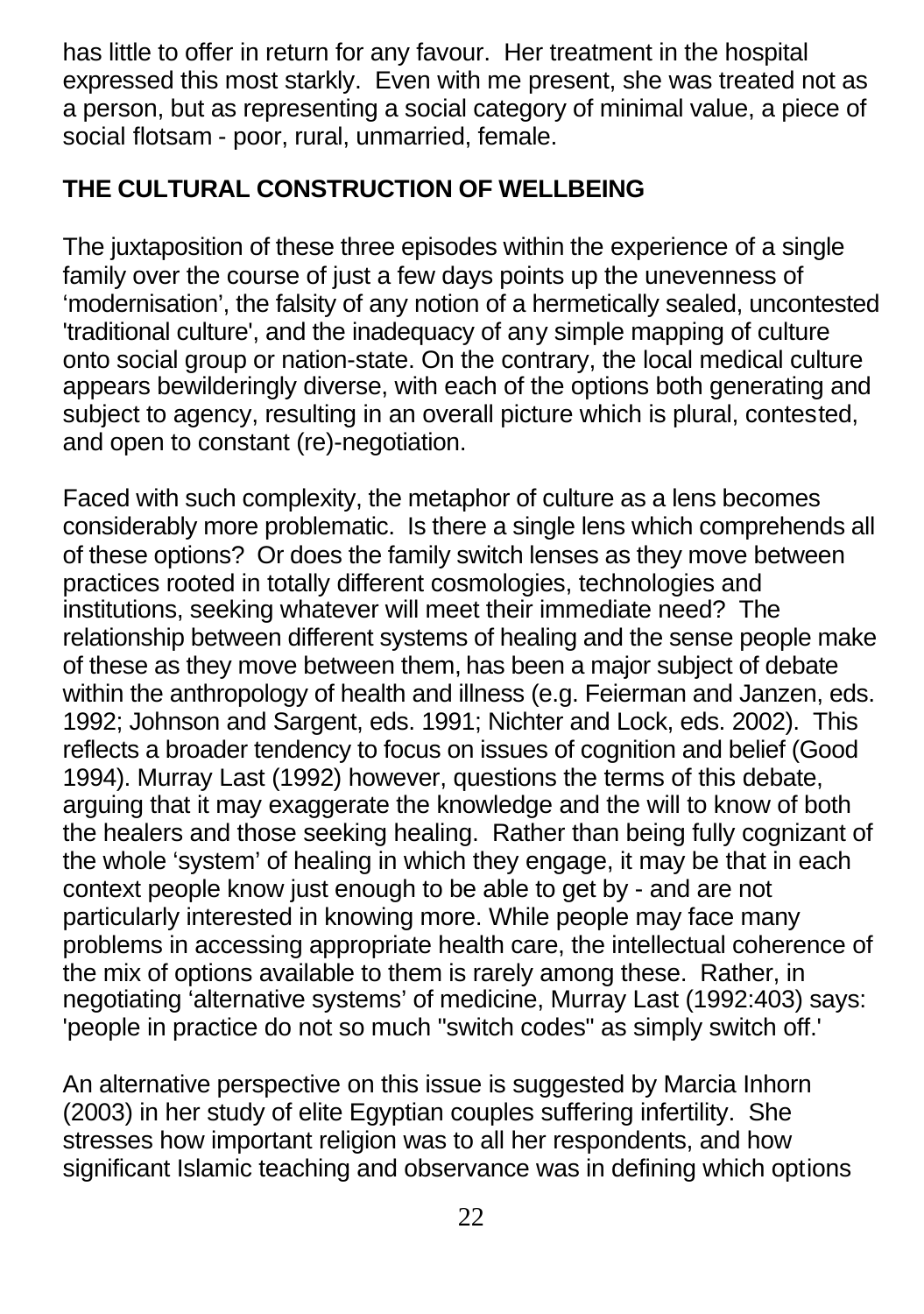has little to offer in return for any favour. Her treatment in the hospital expressed this most starkly. Even with me present, she was treated not as a person, but as representing a social category of minimal value, a piece of social flotsam - poor, rural, unmarried, female.

## THE CULTURAL CONSTRUCTION OF WELLBEING

The juxtaposition of these three episodes within the experience of a single family over the course of just a few days points up the unevenness of 'modernisation', the falsity of any notion of a hermetically sealed, uncontested 'traditional culture', and the inadequacy of any simple mapping of culture onto social group or nation-state. On the contrary, the local medical culture appears bewilderingly diverse, with each of the options both generating and subject to agency, resulting in an overall picture which is plural, contested, and open to constant (re)-negotiation.

Faced with such complexity, the metaphor of culture as a lens becomes considerably more problematic. Is there a single lens which comprehends all of these options? Or does the family switch lenses as they move between practices rooted in totally different cosmologies, technologies and institutions, seeking whatever will meet their immediate need? The relationship between different systems of healing and the sense people make of these as they move between them, has been a major subject of debate within the anthropology of health and illness (e.g. Feierman and Janzen, eds. 1992; Johnson and Sargent, eds. 1991; Nichter and Lock, eds. 2002). This reflects a broader tendency to focus on issues of cognition and belief (Good 1994). Murray Last (1992) however, questions the terms of this debate, arguing that it may exaggerate the knowledge and the will to know of both the healers and those seeking healing. Rather than being fully cognizant of the whole 'system' of healing in which they engage, it may be that in each context people know just enough to be able to get by - and are not particularly interested in knowing more. While people may face many problems in accessing appropriate health care, the intellectual coherence of the mix of options available to them is rarely among these. Rather, in negotiating 'alternative systems' of medicine, Murray Last (1992:403) says: 'people in practice do not so much "switch codes" as simply switch off.'

An alternative perspective on this issue is suggested by Marcia Inhorn (2003) in her study of elite Egyptian couples suffering infertility. She stresses how important religion was to all her respondents, and how significant Islamic teaching and observance was in defining which options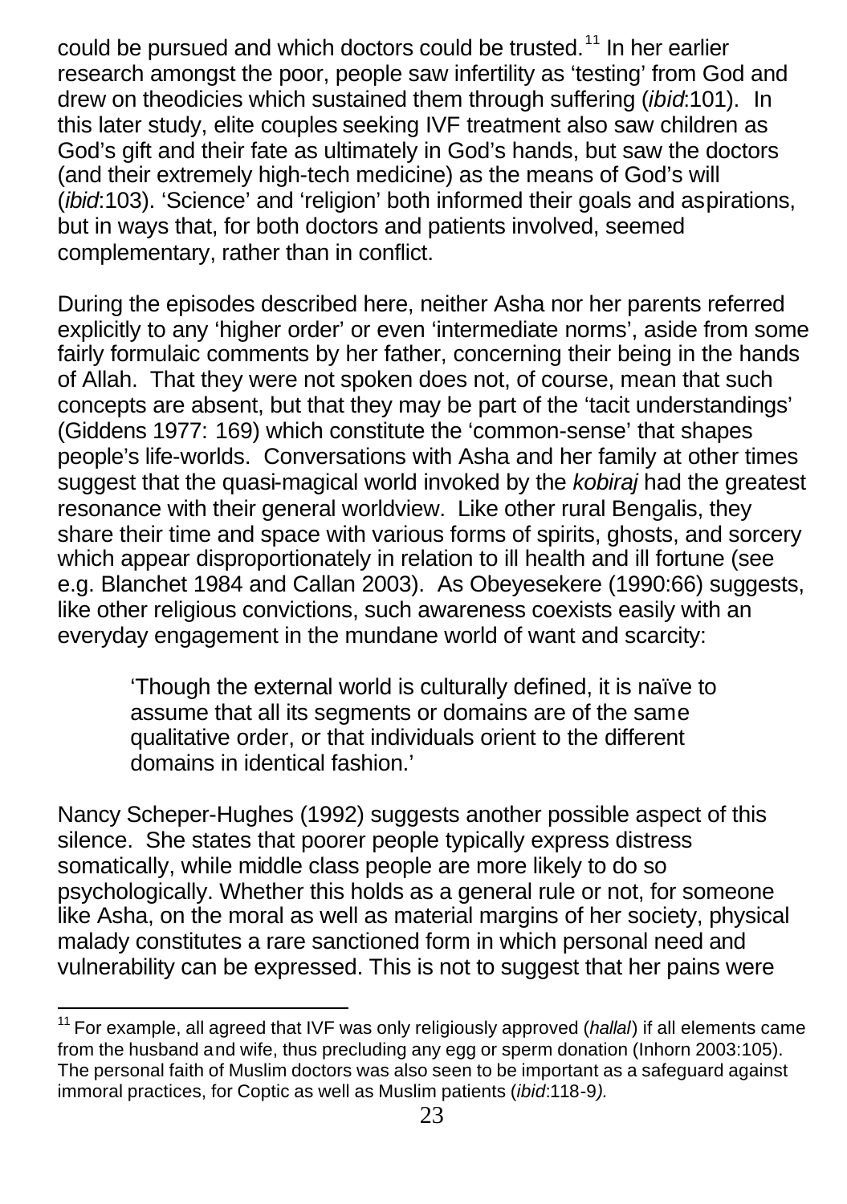could be pursued and which doctors could be trusted.[11] In her earlier research amongst the poor, people saw infertility as 'testing' from God and drew on theodicies which sustained them through suffering (*ibid*:101). In this later study, elite couples seeking IVF treatment also saw children as God's gift and their fate as ultimately in God's hands, but saw the doctors (and their extremely high-tech medicine) as the means of God's will (*ibid*:103). 'Science' and 'religion' both informed their goals and aspirations, but in ways that, for both doctors and patients involved, seemed complementary, rather than in conflict.

During the episodes described here, neither Asha nor her parents referred explicitly to any 'higher order' or even 'intermediate norms', aside from some fairly formulaic comments by her father, concerning their being in the hands of Allah. That they were not spoken does not, of course, mean that such concepts are absent, but that they may be part of the 'tacit understandings' (Giddens 1977: 169) which constitute the 'common-sense' that shapes people's life-worlds. Conversations with Asha and her family at other times suggest that the quasi-magical world invoked by the *kobiraj* had the greatest resonance with their general worldview. Like other rural Bengalis, they share their time and space with various forms of spirits, ghosts, and sorcery which appear disproportionately in relation to ill health and ill fortune (see e.g. Blanchet 1984 and Callan 2003). As Obeyesekere (1990:66) suggests, like other religious convictions, such awareness coexists easily with an everyday engagement in the mundane world of want and scarcity:

> 'Though the external world is culturally defined, it is naïve to assume that all its segments or domains are of the same qualitative order, or that individuals orient to the different domains in identical fashion.'

Nancy Scheper-Hughes (1992) suggests another possible aspect of this silence. She states that poorer people typically express distress somatically, while middle class people are more likely to do so psychologically. Whether this holds as a general rule or not, for someone like Asha, on the moral as well as material margins of her society, physical malady constitutes a rare sanctioned form in which personal need and vulnerability can be expressed. This is not to suggest that her pains were

---

[11] For example, all agreed that IVF was only religiously approved (*hallal*) if all elements came from the husband and wife, thus precluding any egg or sperm donation (Inhorn 2003:105). The personal faith of Muslim doctors was also seen to be important as a safeguard against immoral practices, for Coptic as well as Muslim patients (*ibid*:118-9*).*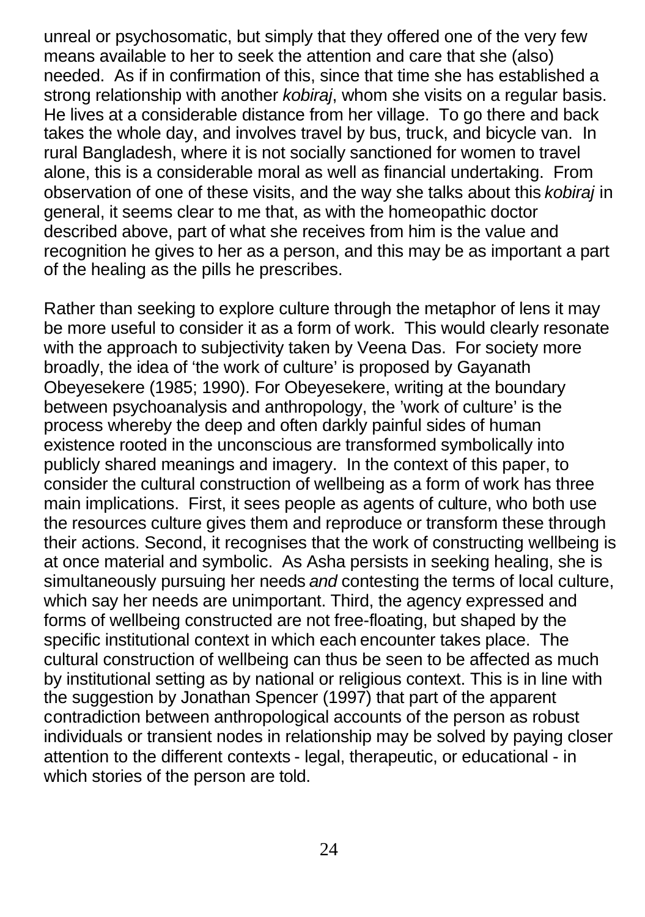unreal or psychosomatic, but simply that they offered one of the very few means available to her to seek the attention and care that she (also) needed. As if in confirmation of this, since that time she has established a strong relationship with another *kobiraj*, whom she visits on a regular basis. He lives at a considerable distance from her village. To go there and back takes the whole day, and involves travel by bus, truck, and bicycle van. In rural Bangladesh, where it is not socially sanctioned for women to travel alone, this is a considerable moral as well as financial undertaking. From observation of one of these visits, and the way she talks about this *kobiraj* in general, it seems clear to me that, as with the homeopathic doctor described above, part of what she receives from him is the value and recognition he gives to her as a person, and this may be as important a part of the healing as the pills he prescribes.

Rather than seeking to explore culture through the metaphor of lens it may be more useful to consider it as a form of work. This would clearly resonate with the approach to subjectivity taken by Veena Das. For society more broadly, the idea of 'the work of culture' is proposed by Gayanath Obeyesekere (1985; 1990). For Obeyesekere, writing at the boundary between psychoanalysis and anthropology, the 'work of culture' is the process whereby the deep and often darkly painful sides of human existence rooted in the unconscious are transformed symbolically into publicly shared meanings and imagery. In the context of this paper, to consider the cultural construction of wellbeing as a form of work has three main implications. First, it sees people as agents of culture, who both use the resources culture gives them and reproduce or transform these through their actions. Second, it recognises that the work of constructing wellbeing is at once material and symbolic. As Asha persists in seeking healing, she is simultaneously pursuing her needs *and* contesting the terms of local culture, which say her needs are unimportant. Third, the agency expressed and forms of wellbeing constructed are not free-floating, but shaped by the specific institutional context in which each encounter takes place. The cultural construction of wellbeing can thus be seen to be affected as much by institutional setting as by national or religious context. This is in line with the suggestion by Jonathan Spencer (1997) that part of the apparent contradiction between anthropological accounts of the person as robust individuals or transient nodes in relationship may be solved by paying closer attention to the different contexts - legal, therapeutic, or educational - in which stories of the person are told.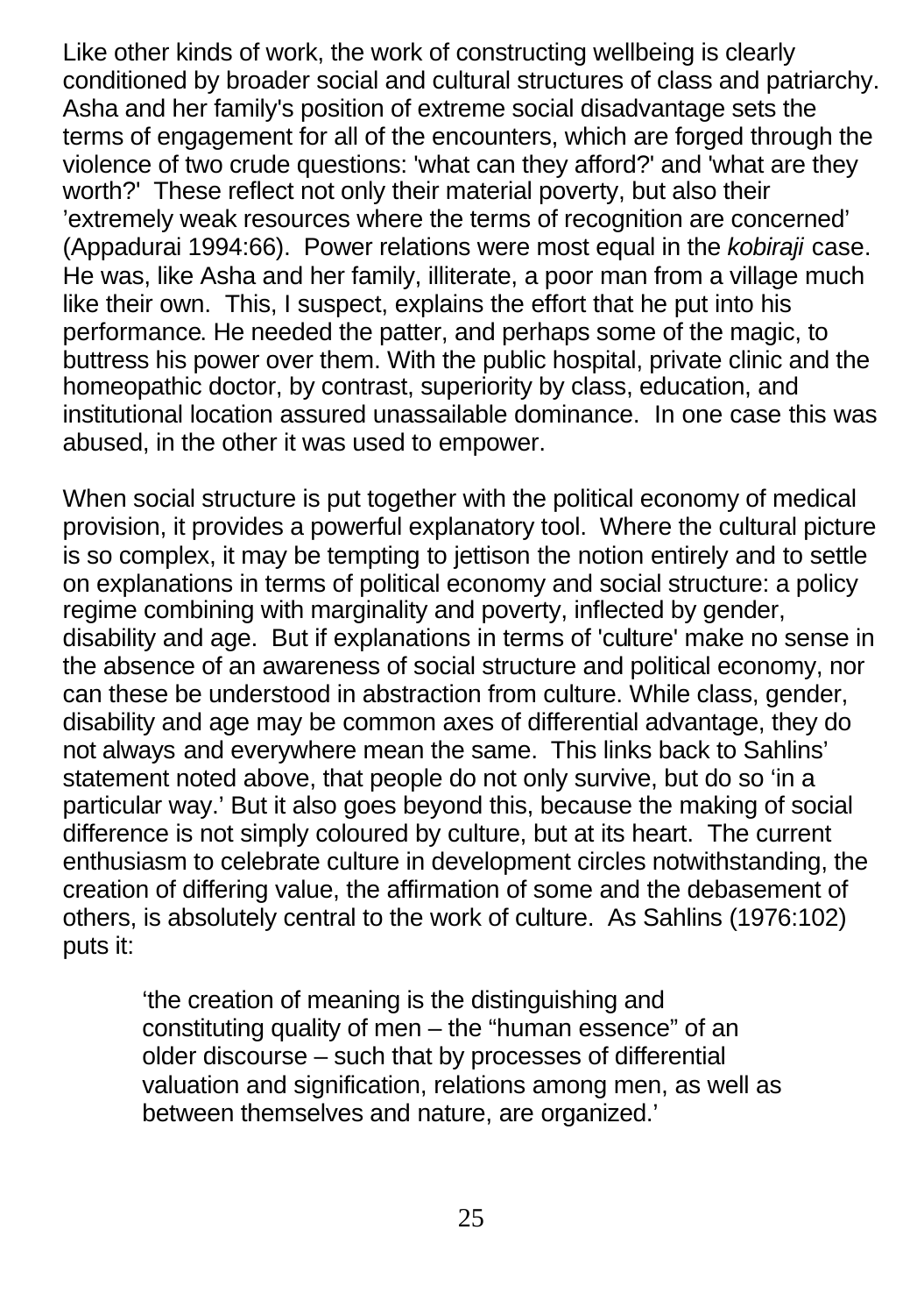Like other kinds of work, the work of constructing wellbeing is clearly conditioned by broader social and cultural structures of class and patriarchy. Asha and her family's position of extreme social disadvantage sets the terms of engagement for all of the encounters, which are forged through the violence of two crude questions: 'what can they afford?' and 'what are they worth?' These reflect not only their material poverty, but also their 'extremely weak resources where the terms of recognition are concerned' (Appadurai 1994:66). Power relations were most equal in the *kobiraji* case. He was, like Asha and her family, illiterate, a poor man from a village much like their own. This, I suspect, explains the effort that he put into his performance. He needed the patter, and perhaps some of the magic, to buttress his power over them. With the public hospital, private clinic and the homeopathic doctor, by contrast, superiority by class, education, and institutional location assured unassailable dominance. In one case this was abused, in the other it was used to empower.

When social structure is put together with the political economy of medical provision, it provides a powerful explanatory tool. Where the cultural picture is so complex, it may be tempting to jettison the notion entirely and to settle on explanations in terms of political economy and social structure: a policy regime combining with marginality and poverty, inflected by gender, disability and age. But if explanations in terms of 'culture' make no sense in the absence of an awareness of social structure and political economy, nor can these be understood in abstraction from culture. While class, gender, disability and age may be common axes of differential advantage, they do not always and everywhere mean the same. This links back to Sahlins' statement noted above, that people do not only survive, but do so 'in a particular way.' But it also goes beyond this, because the making of social difference is not simply coloured by culture, but at its heart. The current enthusiasm to celebrate culture in development circles notwithstanding, the creation of differing value, the affirmation of some and the debasement of others, is absolutely central to the work of culture. As Sahlins (1976:102) puts it:

> 'the creation of meaning is the distinguishing and constituting quality of men – the "human essence" of an older discourse – such that by processes of differential valuation and signification, relations among men, as well as between themselves and nature, are organized.'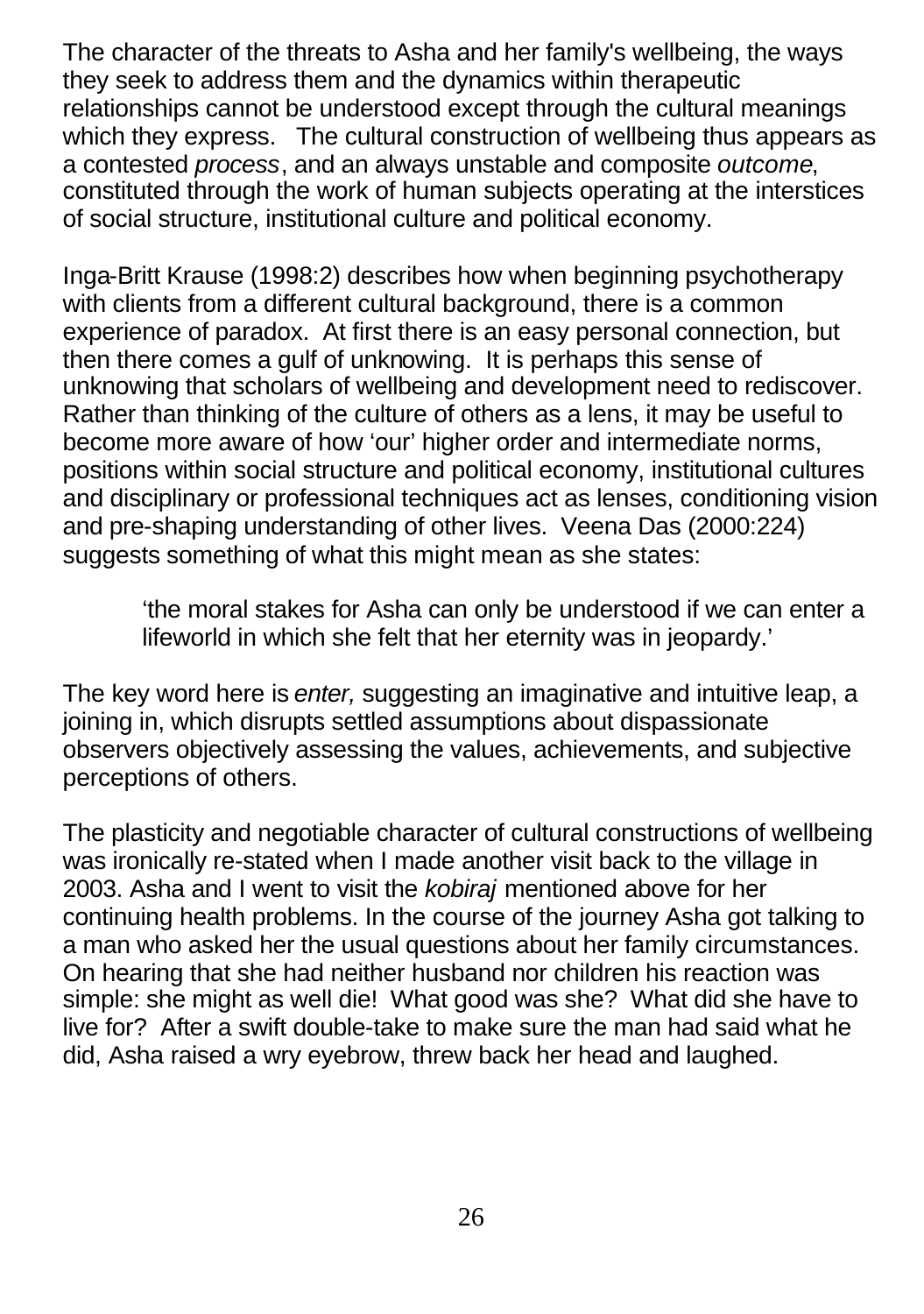The character of the threats to Asha and her family's wellbeing, the ways they seek to address them and the dynamics within therapeutic relationships cannot be understood except through the cultural meanings which they express. The cultural construction of wellbeing thus appears as a contested *process*, and an always unstable and composite *outcome*, constituted through the work of human subjects operating at the interstices of social structure, institutional culture and political economy.

Inga-Britt Krause (1998:2) describes how when beginning psychotherapy with clients from a different cultural background, there is a common experience of paradox. At first there is an easy personal connection, but then there comes a gulf of unknowing. It is perhaps this sense of unknowing that scholars of wellbeing and development need to rediscover. Rather than thinking of the culture of others as a lens, it may be useful to become more aware of how 'our' higher order and intermediate norms, positions within social structure and political economy, institutional cultures and disciplinary or professional techniques act as lenses, conditioning vision and pre-shaping understanding of other lives. Veena Das (2000:224) suggests something of what this might mean as she states:

> 'the moral stakes for Asha can only be understood if we can enter a lifeworld in which she felt that her eternity was in jeopardy.'

The key word here is *enter,* suggesting an imaginative and intuitive leap, a joining in, which disrupts settled assumptions about dispassionate observers objectively assessing the values, achievements, and subjective perceptions of others.

The plasticity and negotiable character of cultural constructions of wellbeing was ironically re-stated when I made another visit back to the village in 2003. Asha and I went to visit the *kobiraj* mentioned above for her continuing health problems. In the course of the journey Asha got talking to a man who asked her the usual questions about her family circumstances. On hearing that she had neither husband nor children his reaction was simple: she might as well die! What good was she? What did she have to live for? After a swift double-take to make sure the man had said what he did, Asha raised a wry eyebrow, threw back her head and laughed.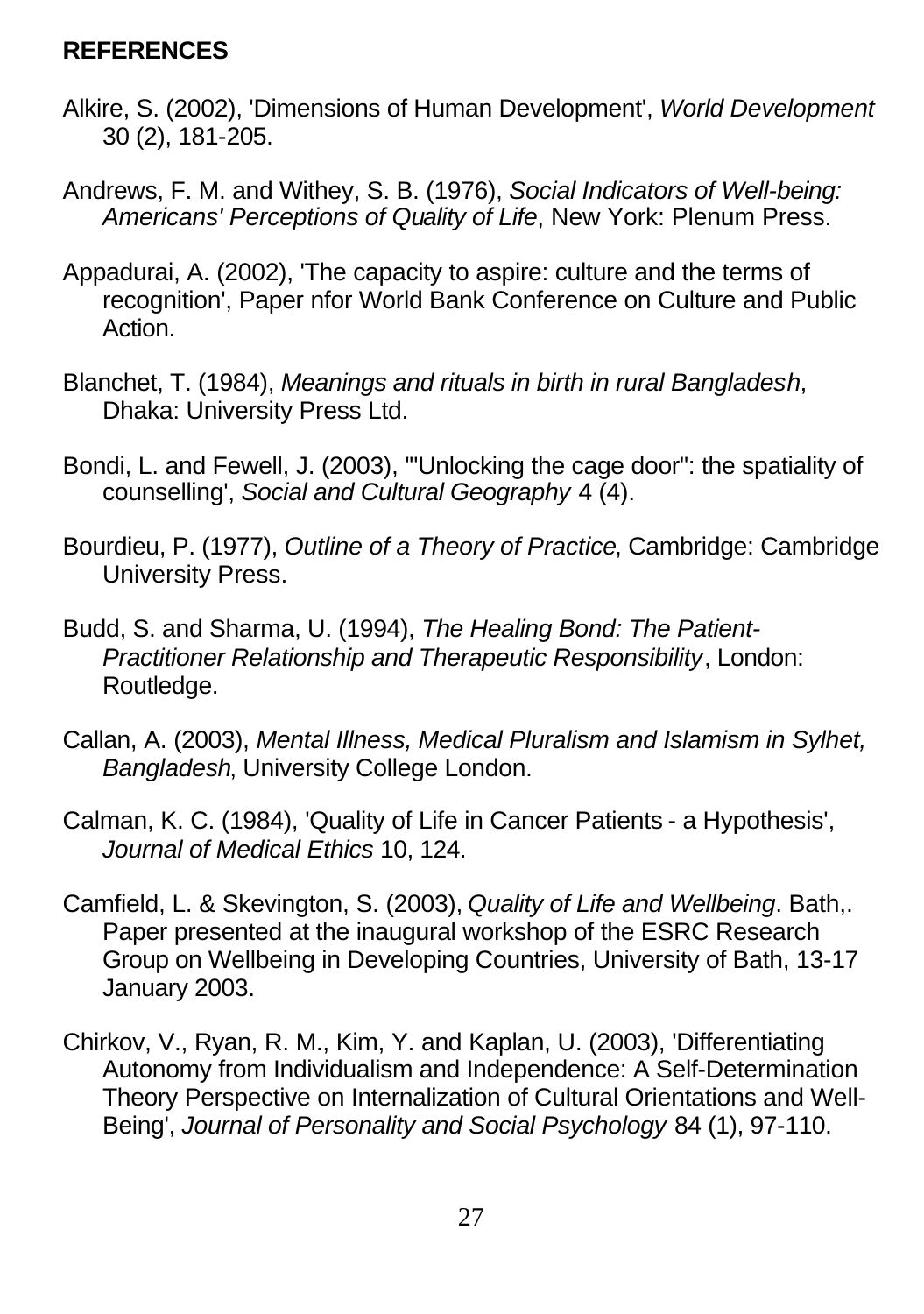**REFERENCES**

Alkire, S. (2002), 'Dimensions of Human Development', *World Development* 30 (2), 181-205.

Andrews, F. M. and Withey, S. B. (1976), *Social Indicators of Well-being: Americans' Perceptions of Quality of Life*, New York: Plenum Press.

Appadurai, A. (2002), 'The capacity to aspire: culture and the terms of recognition', Paper nfor World Bank Conference on Culture and Public Action.

Blanchet, T. (1984), *Meanings and rituals in birth in rural Bangladesh*, Dhaka: University Press Ltd.

Bondi, L. and Fewell, J. (2003), '"Unlocking the cage door": the spatiality of counselling', *Social and Cultural Geography* 4 (4).

Bourdieu, P. (1977), *Outline of a Theory of Practice*, Cambridge: Cambridge University Press.

Budd, S. and Sharma, U. (1994), *The Healing Bond: The Patient-Practitioner Relationship and Therapeutic Responsibility*, London: Routledge.

Callan, A. (2003), *Mental Illness, Medical Pluralism and Islamism in Sylhet, Bangladesh*, University College London.

Calman, K. C. (1984), 'Quality of Life in Cancer Patients - a Hypothesis', *Journal of Medical Ethics* 10, 124.

Camfield, L. & Skevington, S. (2003), *Quality of Life and Wellbeing*. Bath,. Paper presented at the inaugural workshop of the ESRC Research Group on Wellbeing in Developing Countries, University of Bath, 13-17 January 2003.

Chirkov, V., Ryan, R. M., Kim, Y. and Kaplan, U. (2003), 'Differentiating Autonomy from Individualism and Independence: A Self-Determination Theory Perspective on Internalization of Cultural Orientations and Well-Being', *Journal of Personality and Social Psychology* 84 (1), 97-110.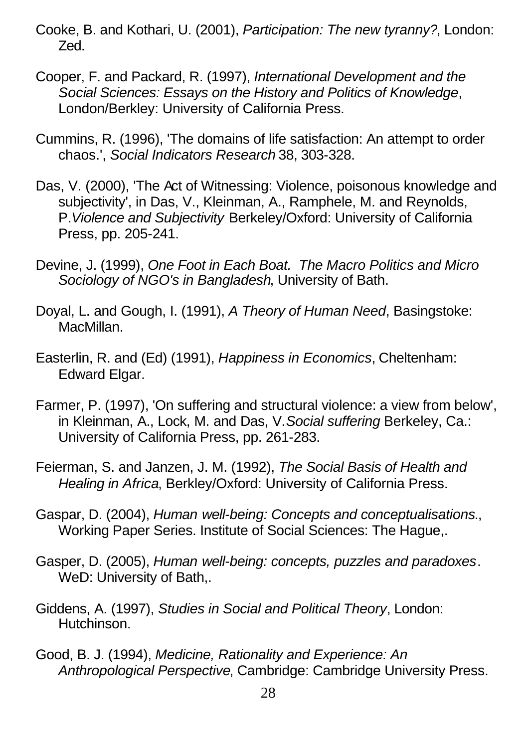Cooke, B. and Kothari, U. (2001), *Participation: The new tyranny?*, London: Zed.

Cooper, F. and Packard, R. (1997), *International Development and the Social Sciences: Essays on the History and Politics of Knowledge*, London/Berkley: University of California Press.

Cummins, R. (1996), 'The domains of life satisfaction: An attempt to order chaos.', *Social Indicators Research* 38, 303-328.

Das, V. (2000), 'The Act of Witnessing: Violence, poisonous knowledge and subjectivity', in Das, V., Kleinman, A., Ramphele, M. and Reynolds, P.*Violence and Subjectivity* Berkeley/Oxford: University of California Press, pp. 205-241.

Devine, J. (1999), *One Foot in Each Boat. The Macro Politics and Micro Sociology of NGO's in Bangladesh*, University of Bath.

Doyal, L. and Gough, I. (1991), *A Theory of Human Need*, Basingstoke: MacMillan.

Easterlin, R. and (Ed) (1991), *Happiness in Economics*, Cheltenham: Edward Elgar.

Farmer, P. (1997), 'On suffering and structural violence: a view from below', in Kleinman, A., Lock, M. and Das, V.*Social suffering* Berkeley, Ca.: University of California Press, pp. 261-283.

Feierman, S. and Janzen, J. M. (1992), *The Social Basis of Health and Healing in Africa*, Berkley/Oxford: University of California Press.

Gaspar, D. (2004), *Human well-being: Concepts and conceptualisations.*, Working Paper Series. Institute of Social Sciences: The Hague,.

Gasper, D. (2005), *Human well-being: concepts, puzzles and paradoxes*. WeD: University of Bath,.

Giddens, A. (1997), *Studies in Social and Political Theory*, London: Hutchinson.

Good, B. J. (1994), *Medicine, Rationality and Experience: An Anthropological Perspective*, Cambridge: Cambridge University Press.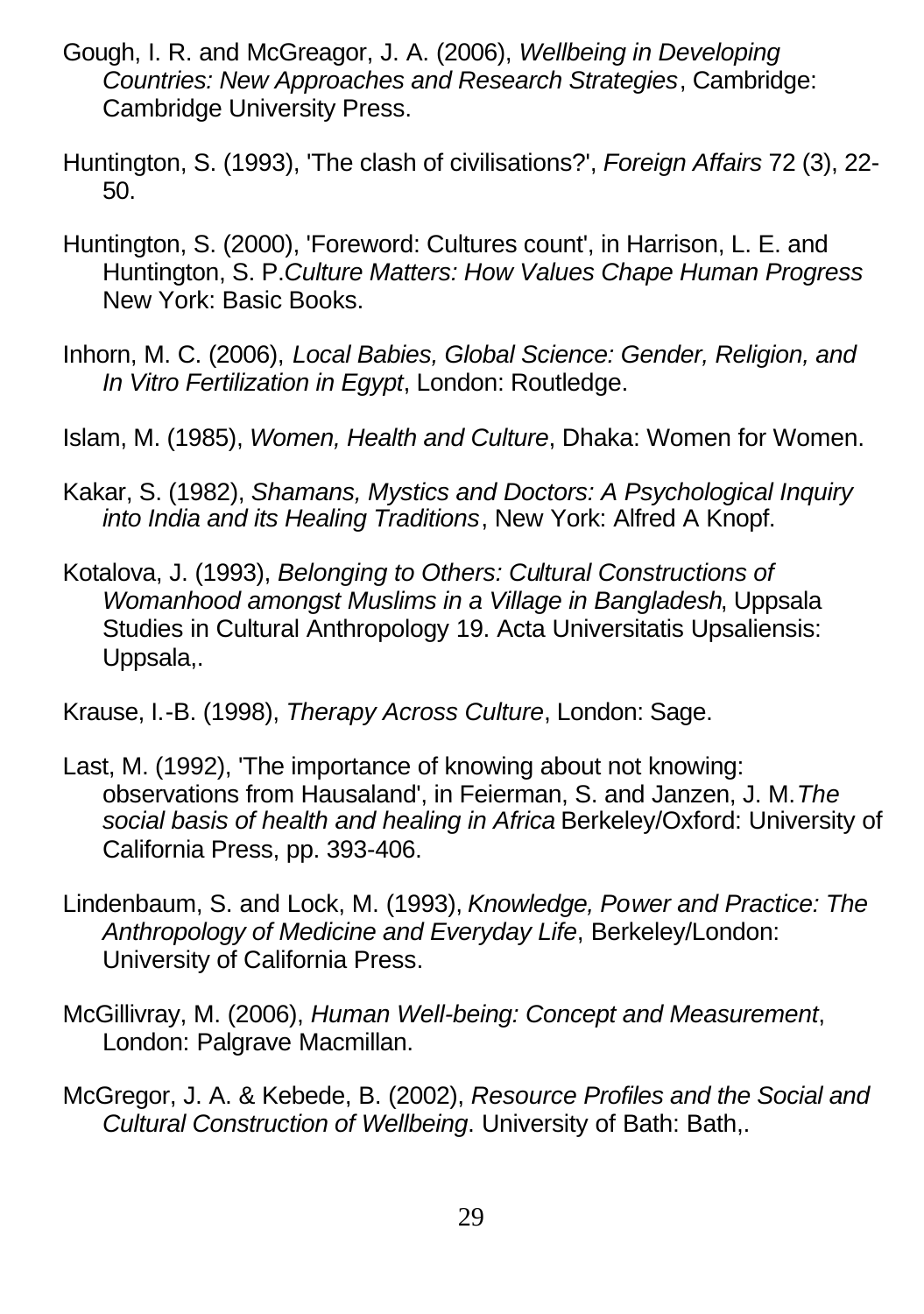Gough, I. R. and McGreagor, J. A. (2006), *Wellbeing in Developing Countries: New Approaches and Research Strategies*, Cambridge: Cambridge University Press.

Huntington, S. (1993), 'The clash of civilisations?', *Foreign Affairs* 72 (3), 22-50.

Huntington, S. (2000), 'Foreword: Cultures count', in Harrison, L. E. and Huntington, S. P.*Culture Matters: How Values Chape Human Progress* New York: Basic Books.

Inhorn, M. C. (2006), *Local Babies, Global Science: Gender, Religion, and In Vitro Fertilization in Egypt*, London: Routledge.

Islam, M. (1985), *Women, Health and Culture*, Dhaka: Women for Women.

Kakar, S. (1982), *Shamans, Mystics and Doctors: A Psychological Inquiry into India and its Healing Traditions*, New York: Alfred A Knopf.

Kotalova, J. (1993), *Belonging to Others: Cultural Constructions of Womanhood amongst Muslims in a Village in Bangladesh*, Uppsala Studies in Cultural Anthropology 19. Acta Universitatis Upsaliensis: Uppsala,.

Krause, I.-B. (1998), *Therapy Across Culture*, London: Sage.

Last, M. (1992), 'The importance of knowing about not knowing: observations from Hausaland', in Feierman, S. and Janzen, J. M.*The social basis of health and healing in Africa* Berkeley/Oxford: University of California Press, pp. 393-406.

Lindenbaum, S. and Lock, M. (1993), *Knowledge, Power and Practice: The Anthropology of Medicine and Everyday Life*, Berkeley/London: University of California Press.

McGillivray, M. (2006), *Human Well-being: Concept and Measurement*, London: Palgrave Macmillan.

McGregor, J. A. & Kebede, B. (2002), *Resource Profiles and the Social and Cultural Construction of Wellbeing*. University of Bath: Bath,.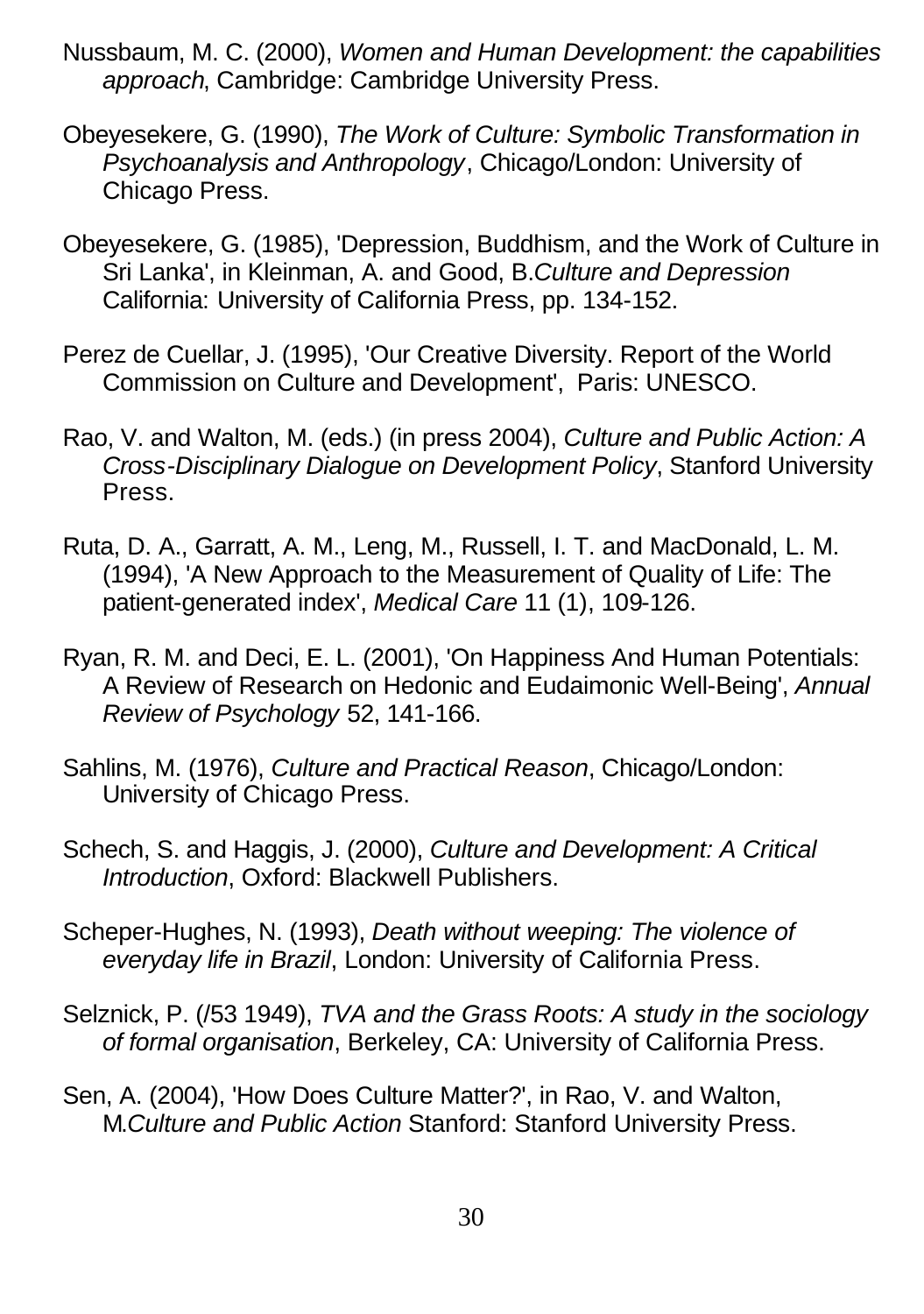Nussbaum, M. C. (2000), *Women and Human Development: the capabilities approach*, Cambridge: Cambridge University Press.

Obeyesekere, G. (1990), *The Work of Culture: Symbolic Transformation in Psychoanalysis and Anthropology*, Chicago/London: University of Chicago Press.

Obeyesekere, G. (1985), 'Depression, Buddhism, and the Work of Culture in Sri Lanka', in Kleinman, A. and Good, B.*Culture and Depression* California: University of California Press, pp. 134-152.

Perez de Cuellar, J. (1995), 'Our Creative Diversity. Report of the World Commission on Culture and Development', Paris: UNESCO.

Rao, V. and Walton, M. (eds.) (in press 2004), *Culture and Public Action: A Cross-Disciplinary Dialogue on Development Policy*, Stanford University Press.

Ruta, D. A., Garratt, A. M., Leng, M., Russell, I. T. and MacDonald, L. M. (1994), 'A New Approach to the Measurement of Quality of Life: The patient-generated index', *Medical Care* 11 (1), 109-126.

Ryan, R. M. and Deci, E. L. (2001), 'On Happiness And Human Potentials: A Review of Research on Hedonic and Eudaimonic Well-Being', *Annual Review of Psychology* 52, 141-166.

Sahlins, M. (1976), *Culture and Practical Reason*, Chicago/London: University of Chicago Press.

Schech, S. and Haggis, J. (2000), *Culture and Development: A Critical Introduction*, Oxford: Blackwell Publishers.

Scheper-Hughes, N. (1993), *Death without weeping: The violence of everyday life in Brazil*, London: University of California Press.

Selznick, P. (/53 1949), *TVA and the Grass Roots: A study in the sociology of formal organisation*, Berkeley, CA: University of California Press.

Sen, A. (2004), 'How Does Culture Matter?', in Rao, V. and Walton, M.*Culture and Public Action* Stanford: Stanford University Press.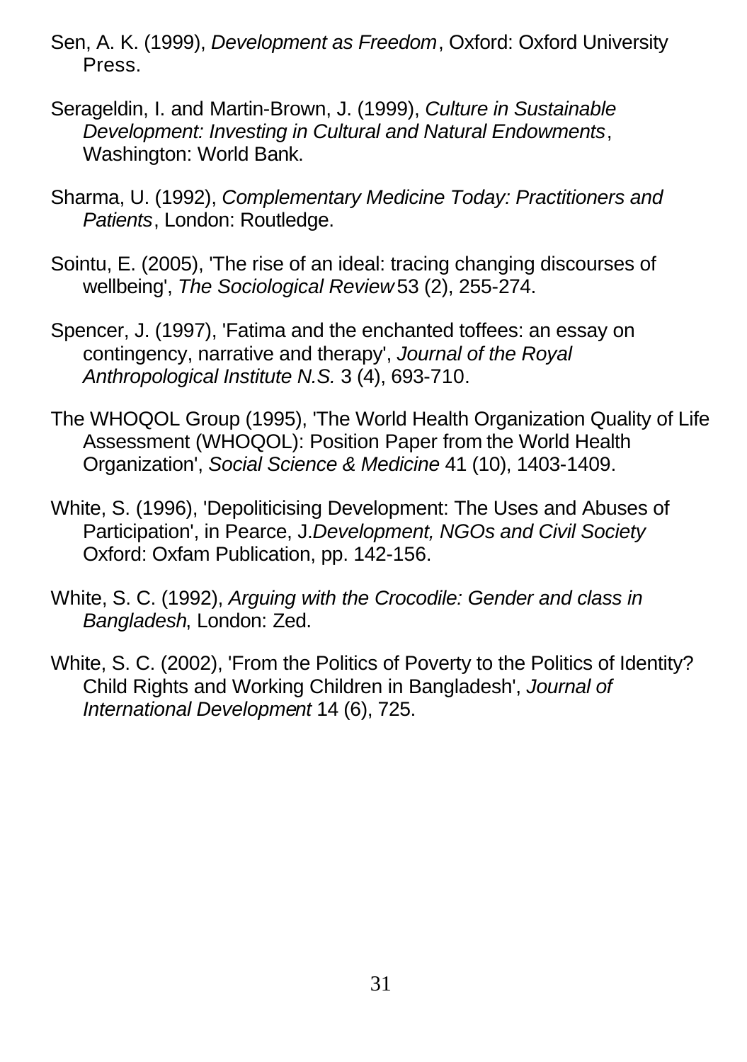Sen, A. K. (1999), *Development as Freedom*, Oxford: Oxford University Press.

Serageldin, I. and Martin-Brown, J. (1999), *Culture in Sustainable Development: Investing in Cultural and Natural Endowments*, Washington: World Bank.

Sharma, U. (1992), *Complementary Medicine Today: Practitioners and Patients*, London: Routledge.

Sointu, E. (2005), 'The rise of an ideal: tracing changing discourses of wellbeing', *The Sociological Review* 53 (2), 255-274.

Spencer, J. (1997), 'Fatima and the enchanted toffees: an essay on contingency, narrative and therapy', *Journal of the Royal Anthropological Institute N.S.* 3 (4), 693-710.

The WHOQOL Group (1995), 'The World Health Organization Quality of Life Assessment (WHOQOL): Position Paper from the World Health Organization', *Social Science & Medicine* 41 (10), 1403-1409.

White, S. (1996), 'Depoliticising Development: The Uses and Abuses of Participation', in Pearce, J.*Development, NGOs and Civil Society* Oxford: Oxfam Publication, pp. 142-156.

White, S. C. (1992), *Arguing with the Crocodile: Gender and class in Bangladesh*, London: Zed.

White, S. C. (2002), 'From the Politics of Poverty to the Politics of Identity? Child Rights and Working Children in Bangladesh', *Journal of International Development* 14 (6), 725.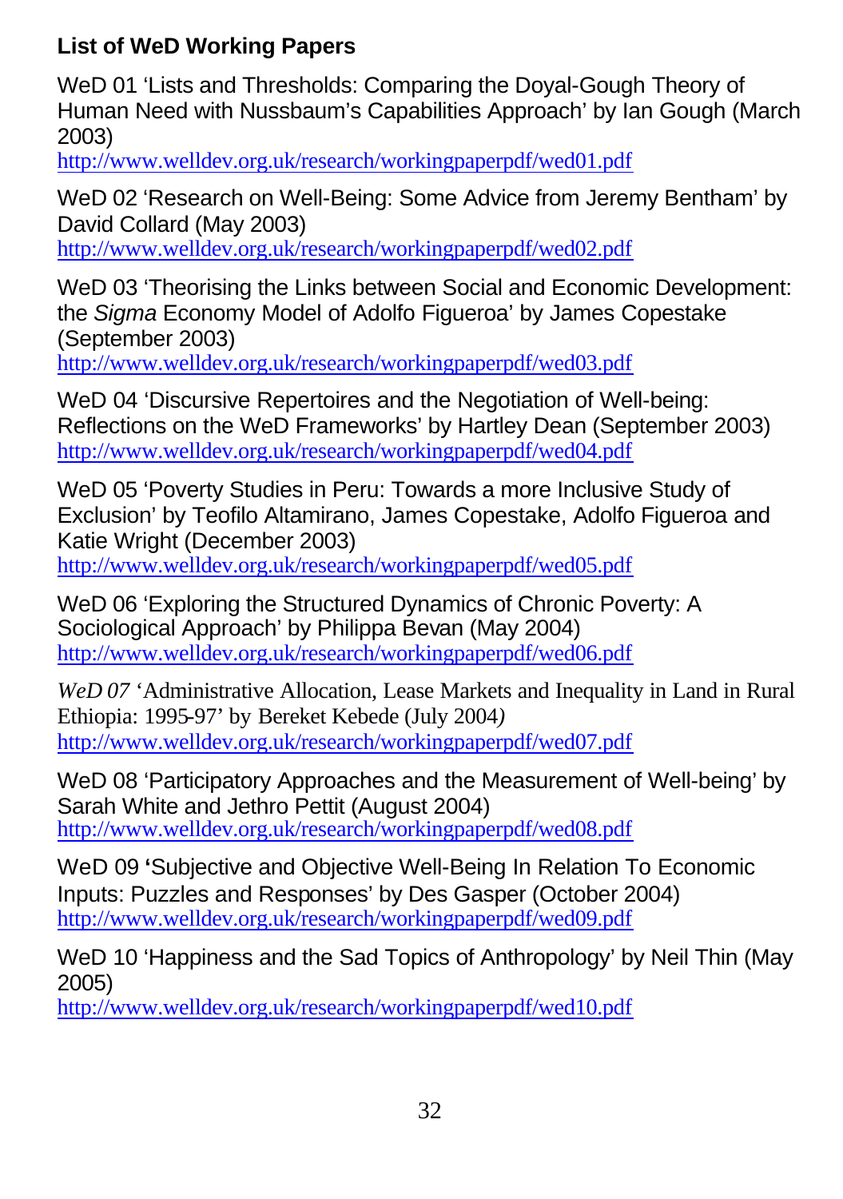**List of WeD Working Papers**

WeD 01 'Lists and Thresholds: Comparing the Doyal-Gough Theory of Human Need with Nussbaum's Capabilities Approach' by Ian Gough (March 2003)
http://www.welldev.org.uk/research/workingpaperpdf/wed01.pdf

WeD 02 'Research on Well-Being: Some Advice from Jeremy Bentham' by David Collard (May 2003)
http://www.welldev.org.uk/research/workingpaperpdf/wed02.pdf

WeD 03 'Theorising the Links between Social and Economic Development: the *Sigma* Economy Model of Adolfo Figueroa' by James Copestake (September 2003)
http://www.welldev.org.uk/research/workingpaperpdf/wed03.pdf

WeD 04 'Discursive Repertoires and the Negotiation of Well-being: Reflections on the WeD Frameworks' by Hartley Dean (September 2003)
http://www.welldev.org.uk/research/workingpaperpdf/wed04.pdf

WeD 05 'Poverty Studies in Peru: Towards a more Inclusive Study of Exclusion' by Teofilo Altamirano, James Copestake, Adolfo Figueroa and Katie Wright (December 2003)
http://www.welldev.org.uk/research/workingpaperpdf/wed05.pdf

WeD 06 'Exploring the Structured Dynamics of Chronic Poverty: A Sociological Approach' by Philippa Bevan (May 2004)
http://www.welldev.org.uk/research/workingpaperpdf/wed06.pdf

*WeD 07* 'Administrative Allocation, Lease Markets and Inequality in Land in Rural Ethiopia: 1995-97' by Bereket Kebede (July 2004)
http://www.welldev.org.uk/research/workingpaperpdf/wed07.pdf

WeD 08 'Participatory Approaches and the Measurement of Well-being' by Sarah White and Jethro Pettit (August 2004)
http://www.welldev.org.uk/research/workingpaperpdf/wed08.pdf

WeD 09 'Subjective and Objective Well-Being In Relation To Economic Inputs: Puzzles and Responses' by Des Gasper (October 2004)
http://www.welldev.org.uk/research/workingpaperpdf/wed09.pdf

WeD 10 'Happiness and the Sad Topics of Anthropology' by Neil Thin (May 2005)
http://www.welldev.org.uk/research/workingpaperpdf/wed10.pdf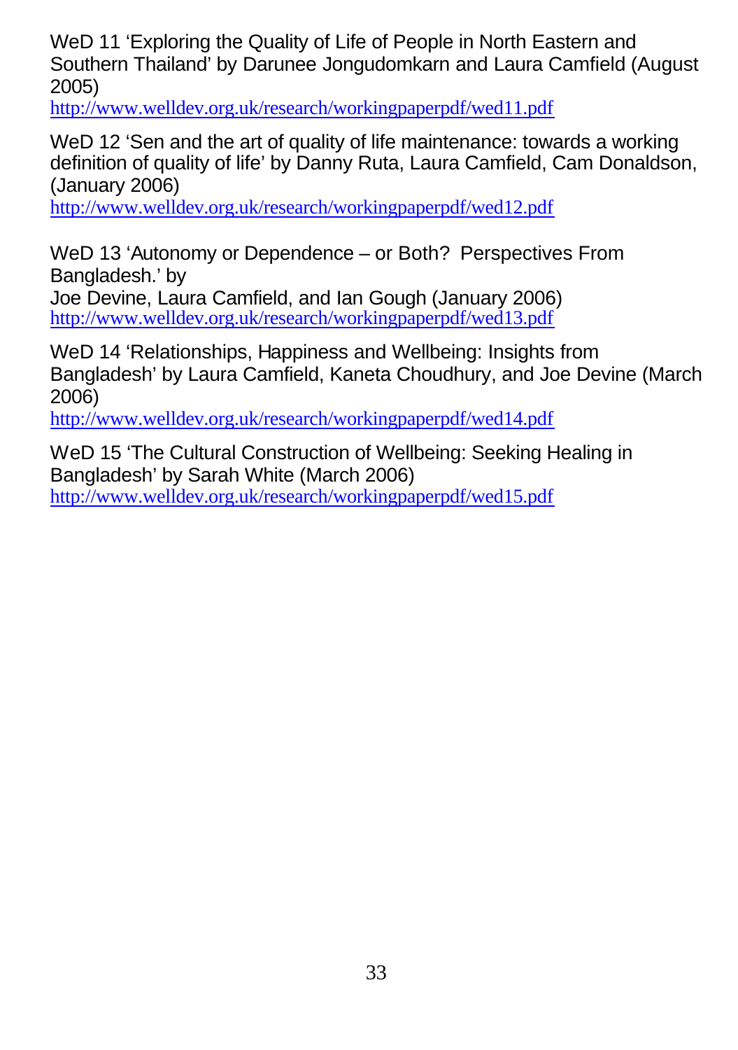WeD 11 'Exploring the Quality of Life of People in North Eastern and Southern Thailand' by Darunee Jongudomkarn and Laura Camfield (August 2005)
http://www.welldev.org.uk/research/workingpaperpdf/wed11.pdf

WeD 12 'Sen and the art of quality of life maintenance: towards a working definition of quality of life' by Danny Ruta, Laura Camfield, Cam Donaldson, (January 2006)
http://www.welldev.org.uk/research/workingpaperpdf/wed12.pdf

WeD 13 'Autonomy or Dependence – or Both? Perspectives From Bangladesh.' by
Joe Devine, Laura Camfield, and Ian Gough (January 2006)
http://www.welldev.org.uk/research/workingpaperpdf/wed13.pdf

WeD 14 'Relationships, Happiness and Wellbeing: Insights from Bangladesh' by Laura Camfield, Kaneta Choudhury, and Joe Devine (March 2006)
http://www.welldev.org.uk/research/workingpaperpdf/wed14.pdf

WeD 15 'The Cultural Construction of Wellbeing: Seeking Healing in Bangladesh' by Sarah White (March 2006)
http://www.welldev.org.uk/research/workingpaperpdf/wed15.pdf